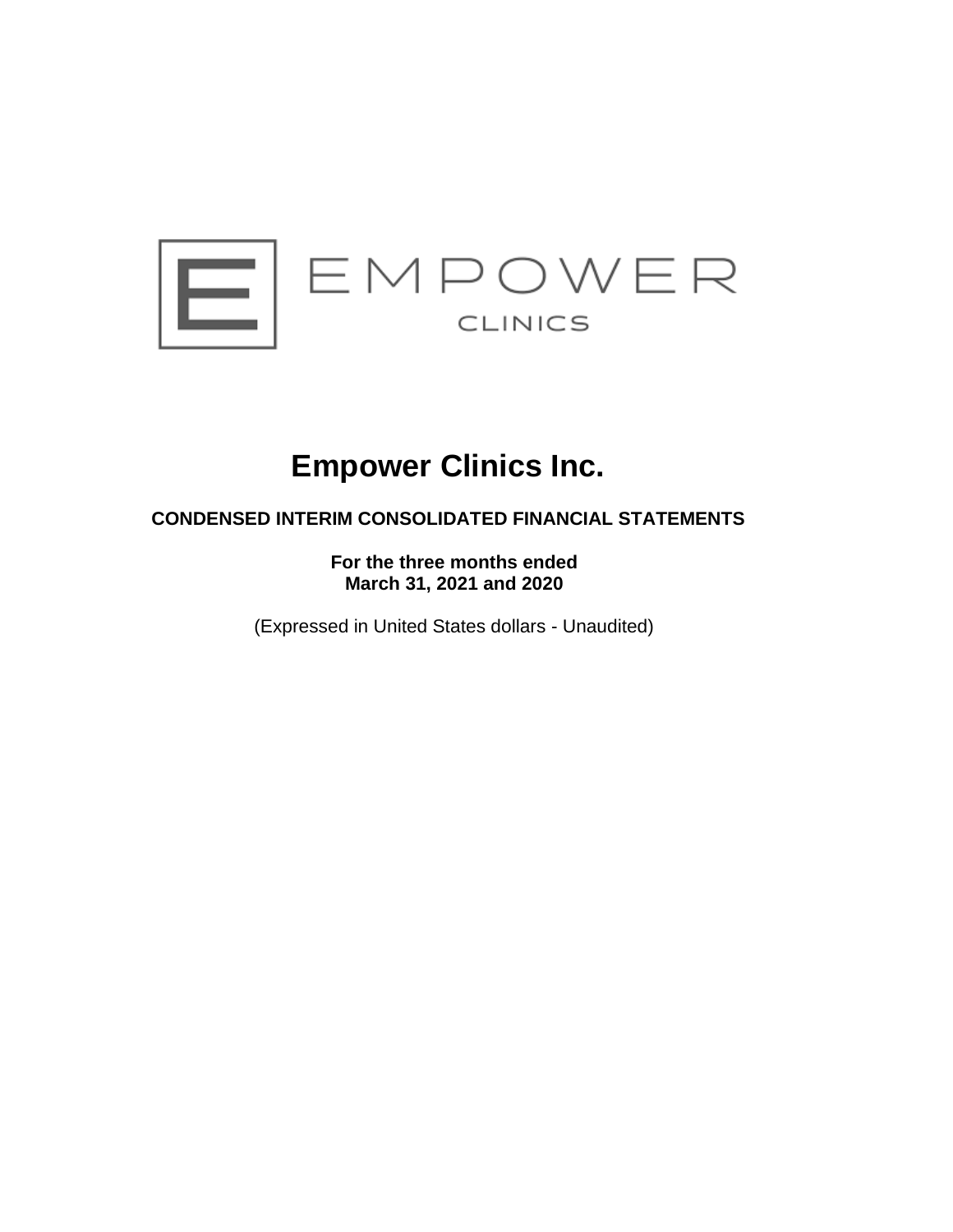EMPOWER CLINICS

# Empower Clinics Inc.

**CONDENSED INTERIM CONSOLIDATED FINANCIAL STATEMENTS**

**For the three months ended**
**March 31, 2021 and 2020**

(Expressed in United States dollars - Unaudited)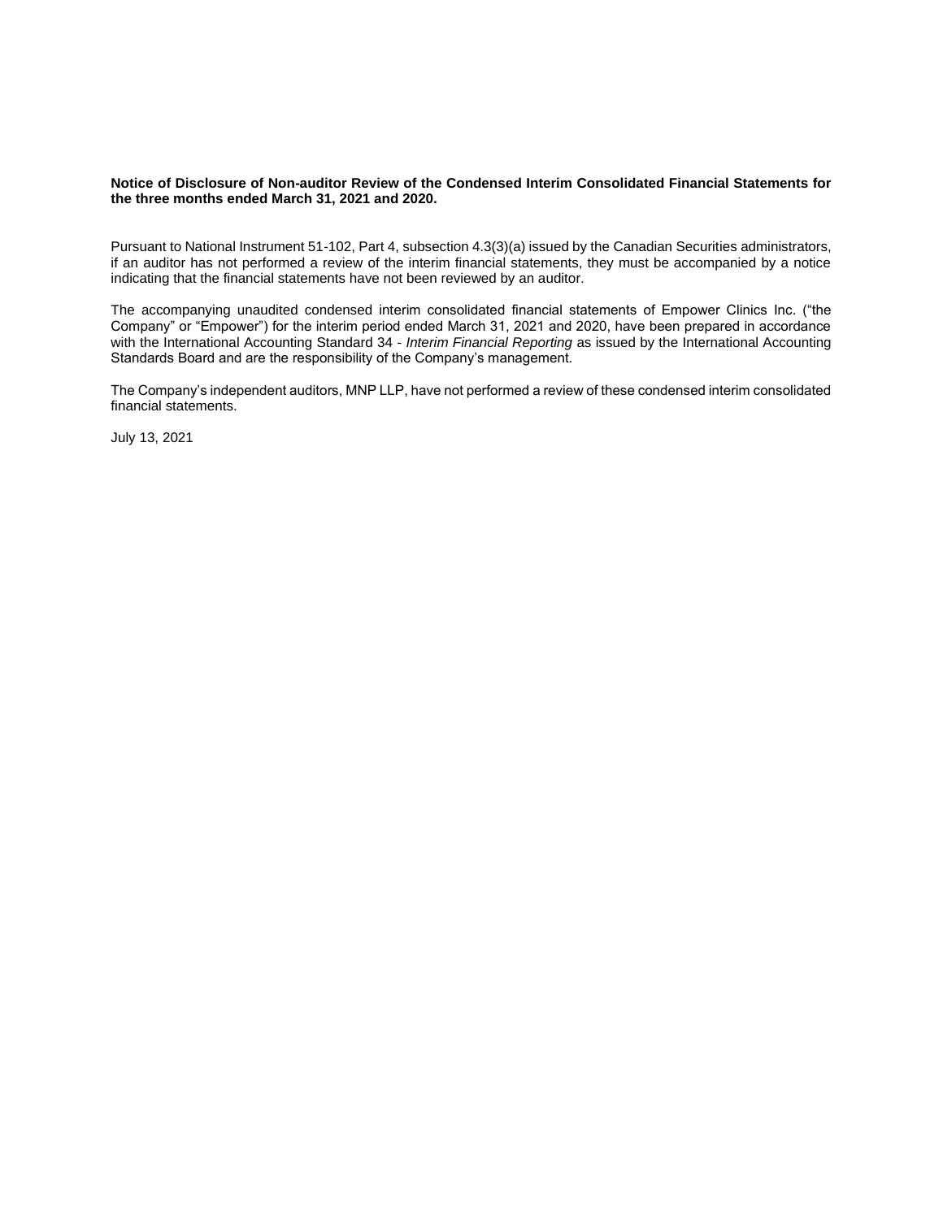**Notice of Disclosure of Non-auditor Review of the Condensed Interim Consolidated Financial Statements for the three months ended March 31, 2021 and 2020.**

Pursuant to National Instrument 51-102, Part 4, subsection 4.3(3)(a) issued by the Canadian Securities administrators, if an auditor has not performed a review of the interim financial statements, they must be accompanied by a notice indicating that the financial statements have not been reviewed by an auditor.

The accompanying unaudited condensed interim consolidated financial statements of Empower Clinics Inc. ("the Company" or "Empower") for the interim period ended March 31, 2021 and 2020, have been prepared in accordance with the International Accounting Standard 34 - *Interim Financial Reporting* as issued by the International Accounting Standards Board and are the responsibility of the Company's management.

The Company's independent auditors, MNP LLP, have not performed a review of these condensed interim consolidated financial statements.

July 13, 2021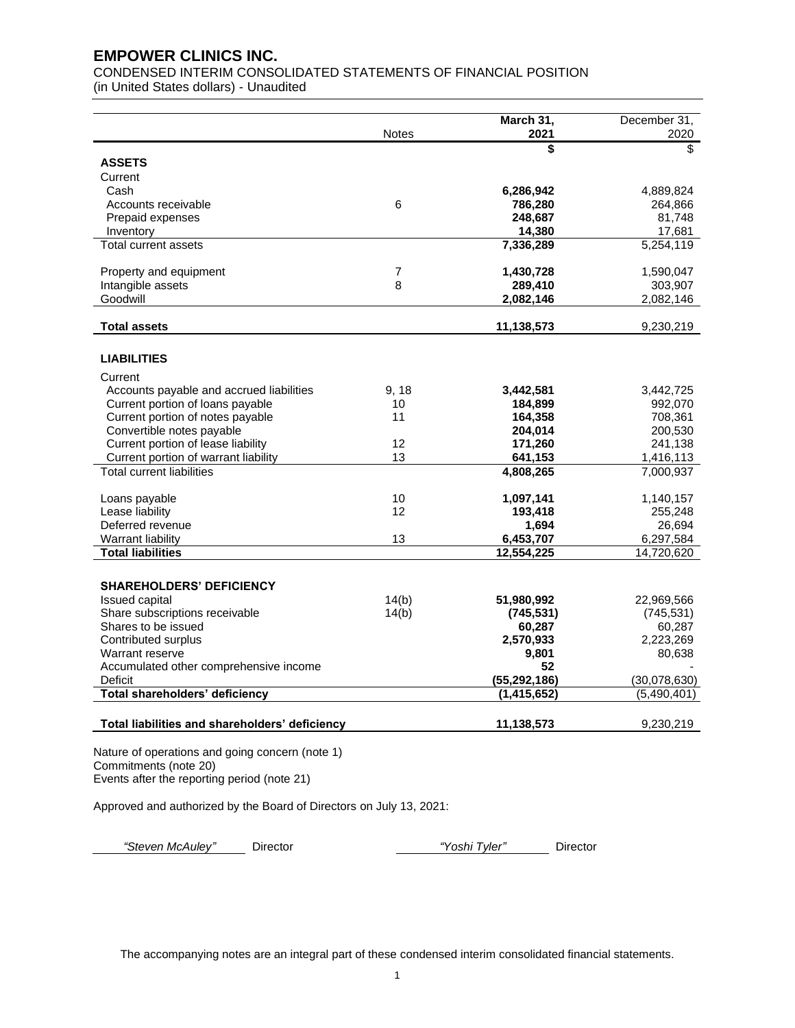# EMPOWER CLINICS INC.

CONDENSED INTERIM CONSOLIDATED STATEMENTS OF FINANCIAL POSITION
(in United States dollars) - Unaudited

| | Notes | March 31, 2021 | December 31, 2020 |
|---|---|---|---|
| | | **$** | $ |
| **ASSETS** | | | |
| Current | | | |
| Cash | | **6,286,942** | 4,889,824 |
| Accounts receivable | 6 | **786,280** | 264,866 |
| Prepaid expenses | | **248,687** | 81,748 |
| Inventory | | **14,380** | 17,681 |
| Total current assets | | **7,336,289** | 5,254,119 |
| | | | |
| Property and equipment | 7 | **1,430,728** | 1,590,047 |
| Intangible assets | 8 | **289,410** | 303,907 |
| Goodwill | | **2,082,146** | 2,082,146 |
| | | | |
| **Total assets** | | **11,138,573** | 9,230,219 |
| | | | |
| **LIABILITIES** | | | |
| Current | | | |
| Accounts payable and accrued liabilities | 9, 18 | **3,442,581** | 3,442,725 |
| Current portion of loans payable | 10 | **184,899** | 992,070 |
| Current portion of notes payable | 11 | **164,358** | 708,361 |
| Convertible notes payable | | **204,014** | 200,530 |
| Current portion of lease liability | 12 | **171,260** | 241,138 |
| Current portion of warrant liability | 13 | **641,153** | 1,416,113 |
| Total current liabilities | | **4,808,265** | 7,000,937 |
| | | | |
| Loans payable | 10 | **1,097,141** | 1,140,157 |
| Lease liability | 12 | **193,418** | 255,248 |
| Deferred revenue | | **1,694** | 26,694 |
| Warrant liability | 13 | **6,453,707** | 6,297,584 |
| **Total liabilities** | | **12,554,225** | 14,720,620 |
| | | | |
| **SHAREHOLDERS' DEFICIENCY** | | | |
| Issued capital | 14(b) | **51,980,992** | 22,969,566 |
| Share subscriptions receivable | 14(b) | **(745,531)** | (745,531) |
| Shares to be issued | | **60,287** | 60,287 |
| Contributed surplus | | **2,570,933** | 2,223,269 |
| Warrant reserve | | **9,801** | 80,638 |
| Accumulated other comprehensive income | | **52** | - |
| Deficit | | **(55,292,186)** | (30,078,630) |
| **Total shareholders' deficiency** | | **(1,415,652)** | (5,490,401) |
| | | | |
| **Total liabilities and shareholders' deficiency** | | **11,138,573** | 9,230,219 |

Nature of operations and going concern (note 1)
Commitments (note 20)
Events after the reporting period (note 21)

Approved and authorized by the Board of Directors on July 13, 2021:

*"Steven McAuley"* Director *"Yoshi Tyler"* Director

The accompanying notes are an integral part of these condensed interim consolidated financial statements.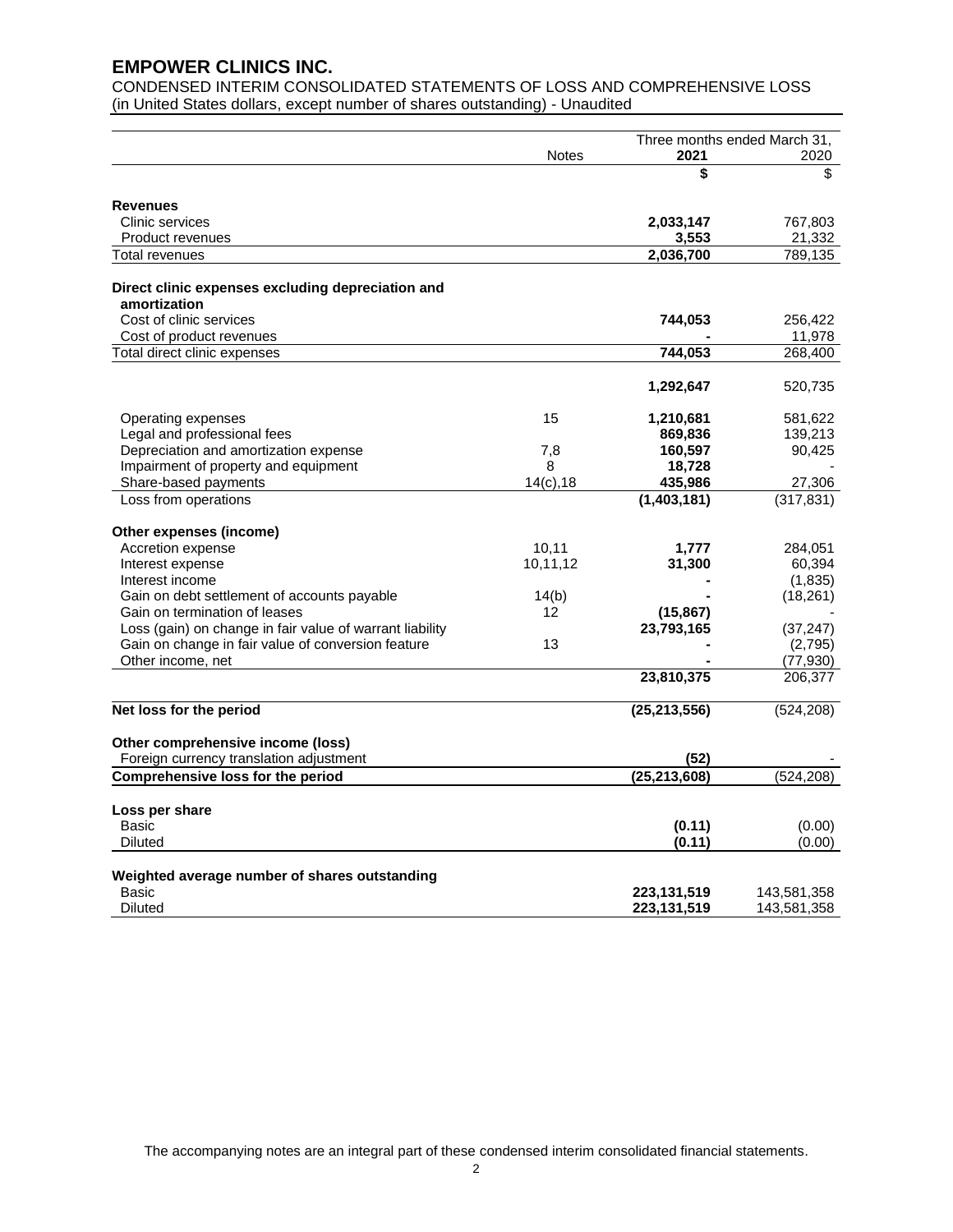# EMPOWER CLINICS INC.

CONDENSED INTERIM CONSOLIDATED STATEMENTS OF LOSS AND COMPREHENSIVE LOSS
(in United States dollars, except number of shares outstanding) - Unaudited

| | Notes | Three months ended March 31, 2021 | 2020 |
|---|---|---|---|
| | | **$** | $ |
| **Revenues** | | | |
| Clinic services | | **2,033,147** | 767,803 |
| Product revenues | | **3,553** | 21,332 |
| Total revenues | | **2,036,700** | 789,135 |
| **Direct clinic expenses excluding depreciation and amortization** | | | |
| Cost of clinic services | | **744,053** | 256,422 |
| Cost of product revenues | | **-** | 11,978 |
| Total direct clinic expenses | | **744,053** | 268,400 |
| | | **1,292,647** | 520,735 |
| Operating expenses | 15 | **1,210,681** | 581,622 |
| Legal and professional fees | | **869,836** | 139,213 |
| Depreciation and amortization expense | 7,8 | **160,597** | 90,425 |
| Impairment of property and equipment | 8 | **18,728** | - |
| Share-based payments | 14(c),18 | **435,986** | 27,306 |
| Loss from operations | | **(1,403,181)** | (317,831) |
| **Other expenses (income)** | | | |
| Accretion expense | 10,11 | **1,777** | 284,051 |
| Interest expense | 10,11,12 | **31,300** | 60,394 |
| Interest income | | **-** | (1,835) |
| Gain on debt settlement of accounts payable | 14(b) | **-** | (18,261) |
| Gain on termination of leases | 12 | **(15,867)** | - |
| Loss (gain) on change in fair value of warrant liability | | **23,793,165** | (37,247) |
| Gain on change in fair value of conversion feature | 13 | **-** | (2,795) |
| Other income, net | | **-** | (77,930) |
| | | **23,810,375** | 206,377 |
| **Net loss for the period** | | **(25,213,556)** | (524,208) |
| **Other comprehensive income (loss)** | | | |
| Foreign currency translation adjustment | | **(52)** | - |
| **Comprehensive loss for the period** | | **(25,213,608)** | (524,208) |
| **Loss per share** | | | |
| Basic | | **(0.11)** | (0.00) |
| Diluted | | **(0.11)** | (0.00) |
| **Weighted average number of shares outstanding** | | | |
| Basic | | **223,131,519** | 143,581,358 |
| Diluted | | **223,131,519** | 143,581,358 |

The accompanying notes are an integral part of these condensed interim consolidated financial statements.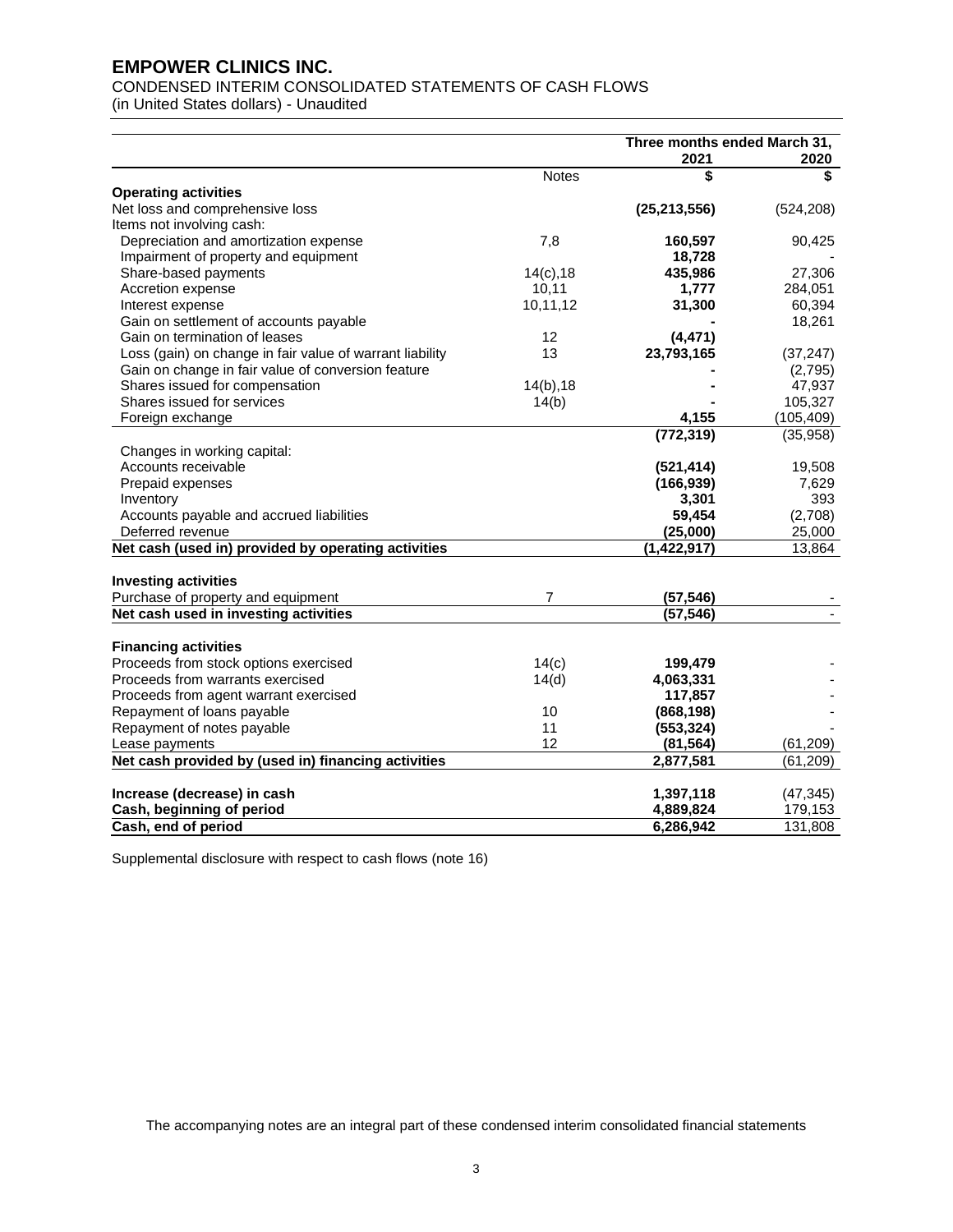# EMPOWER CLINICS INC.

CONDENSED INTERIM CONSOLIDATED STATEMENTS OF CASH FLOWS
(in United States dollars) - Unaudited

| | | Three months ended March 31, | |
|---|---|---|---|
| | | 2021 | 2020 |
| | Notes | $ | $ |
| **Operating activities** | | | |
| Net loss and comprehensive loss | | **(25,213,556)** | (524,208) |
| Items not involving cash: | | | |
| Depreciation and amortization expense | 7,8 | **160,597** | 90,425 |
| Impairment of property and equipment | | **18,728** | - |
| Share-based payments | 14(c),18 | **435,986** | 27,306 |
| Accretion expense | 10,11 | **1,777** | 284,051 |
| Interest expense | 10,11,12 | **31,300** | 60,394 |
| Gain on settlement of accounts payable | | **-** | 18,261 |
| Gain on termination of leases | 12 | **(4,471)** | |
| Loss (gain) on change in fair value of warrant liability | 13 | **23,793,165** | (37,247) |
| Gain on change in fair value of conversion feature | | **-** | (2,795) |
| Shares issued for compensation | 14(b),18 | **-** | 47,937 |
| Shares issued for services | 14(b) | **-** | 105,327 |
| Foreign exchange | | **4,155** | (105,409) |
| | | **(772,319)** | (35,958) |
| Changes in working capital: | | | |
| Accounts receivable | | **(521,414)** | 19,508 |
| Prepaid expenses | | **(166,939)** | 7,629 |
| Inventory | | **3,301** | 393 |
| Accounts payable and accrued liabilities | | **59,454** | (2,708) |
| Deferred revenue | | **(25,000)** | 25,000 |
| **Net cash (used in) provided by operating activities** | | **(1,422,917)** | 13,864 |
| | | | |
| **Investing activities** | | | |
| Purchase of property and equipment | 7 | **(57,546)** | - |
| **Net cash used in investing activities** | | **(57,546)** | - |
| | | | |
| **Financing activities** | | | |
| Proceeds from stock options exercised | 14(c) | **199,479** | - |
| Proceeds from warrants exercised | 14(d) | **4,063,331** | - |
| Proceeds from agent warrant exercised | | **117,857** | - |
| Repayment of loans payable | 10 | **(868,198)** | - |
| Repayment of notes payable | 11 | **(553,324)** | - |
| Lease payments | 12 | **(81,564)** | (61,209) |
| **Net cash provided by (used in) financing activities** | | **2,877,581** | (61,209) |
| | | | |
| **Increase (decrease) in cash** | | **1,397,118** | (47,345) |
| **Cash, beginning of period** | | **4,889,824** | 179,153 |
| **Cash, end of period** | | **6,286,942** | 131,808 |

Supplemental disclosure with respect to cash flows (note 16)

The accompanying notes are an integral part of these condensed interim consolidated financial statements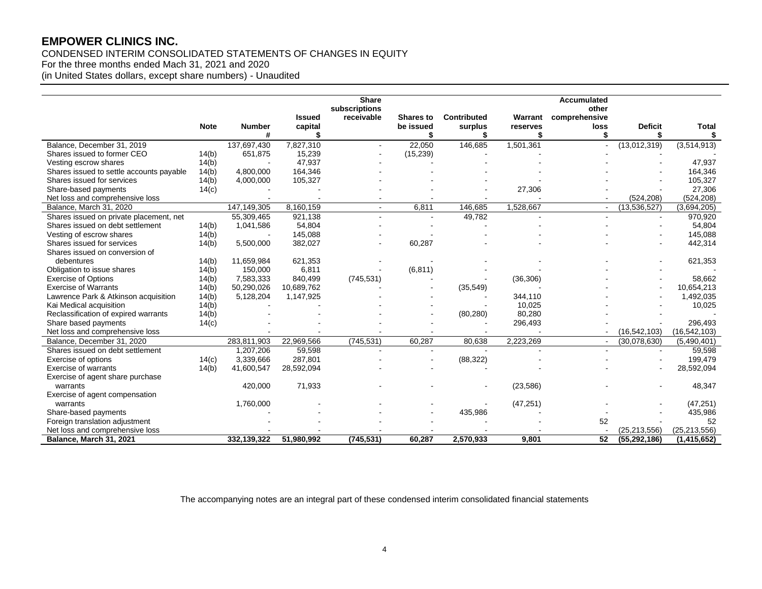# EMPOWER CLINICS INC.

CONDENSED INTERIM CONSOLIDATED STATEMENTS OF CHANGES IN EQUITY
For the three months ended Mach 31, 2021 and 2020
(in United States dollars, except share numbers) - Unaudited

| | Note | Number # | Issued capital $ | Share subscriptions receivable | Shares to be issued $ | Contributed surplus $ | Warrant reserves $ | Accumulated other comprehensive loss $ | Deficit $ | Total $ |
|---|---|---|---|---|---|---|---|---|---|---|
| Balance, December 31, 2019 | | 137,697,430 | 7,827,310 | - | 22,050 | 146,685 | 1,501,361 | - | (13,012,319) | (3,514,913) |
| Shares issued to former CEO | 14(b) | 651,875 | 15,239 | - | (15,239) | - | - | - | - | - |
| Vesting escrow shares | 14(b) | - | 47,937 | - | - | - | - | - | - | 47,937 |
| Shares issued to settle accounts payable | 14(b) | 4,800,000 | 164,346 | - | - | - | - | - | - | 164,346 |
| Shares issued for services | 14(b) | 4,000,000 | 105,327 | - | - | - | - | - | - | 105,327 |
| Share-based payments | 14(c) | - | - | - | - | - | 27,306 | - | - | 27,306 |
| Net loss and comprehensive loss | | - | - | - | - | - | - | - | (524,208) | (524,208) |
| Balance, March 31, 2020 | | 147,149,305 | 8,160,159 | - | 6,811 | 146,685 | 1,528,667 | - | (13,536,527) | (3,694,205) |
| Shares issued on private placement, net | | 55,309,465 | 921,138 | - | - | 49,782 | - | - | - | 970,920 |
| Shares issued on debt settlement | 14(b) | 1,041,586 | 54,804 | - | - | - | - | - | - | 54,804 |
| Vesting of escrow shares | 14(b) | - | 145,088 | - | - | - | - | - | - | 145,088 |
| Shares issued for services | 14(b) | 5,500,000 | 382,027 | - | 60,287 | - | - | - | - | 442,314 |
| Shares issued on conversion of debentures | 14(b) | 11,659,984 | 621,353 | - | - | - | - | - | - | 621,353 |
| Obligation to issue shares | 14(b) | 150,000 | 6,811 | - | (6,811) | - | - | - | - | - |
| Exercise of Options | 14(b) | 7,583,333 | 840,499 | (745,531) | - | - | (36,306) | - | - | 58,662 |
| Exercise of Warrants | 14(b) | 50,290,026 | 10,689,762 | - | - | (35,549) | - | - | - | 10,654,213 |
| Lawrence Park & Atkinson acquisition | 14(b) | 5,128,204 | 1,147,925 | - | - | - | 344,110 | - | - | 1,492,035 |
| Kai Medical acquisition | 14(b) | - | - | - | - | - | 10,025 | - | - | 10,025 |
| Reclassification of expired warrants | 14(b) | - | - | - | - | (80,280) | 80,280 | - | - | - |
| Share based payments | 14(c) | - | - | - | - | - | 296,493 | - | - | 296,493 |
| Net loss and comprehensive loss | | - | - | - | - | - | - | - | (16,542,103) | (16,542,103) |
| Balance, December 31, 2020 | | 283,811,903 | 22,969,566 | (745,531) | 60,287 | 80,638 | 2,223,269 | - | (30,078,630) | (5,490,401) |
| Shares issued on debt settlement | | 1,207,206 | 59,598 | - | - | - | - | - | - | 59,598 |
| Exercise of options | 14(c) | 3,339,666 | 287,801 | - | - | (88,322) | - | - | - | 199,479 |
| Exercise of warrants | 14(b) | 41,600,547 | 28,592,094 | - | - | - | - | - | - | 28,592,094 |
| Exercise of agent share purchase warrants | | 420,000 | 71,933 | - | - | - | (23,586) | - | - | 48,347 |
| Exercise of agent compensation warrants | | 1,760,000 | - | - | - | - | (47,251) | - | - | (47,251) |
| Share-based payments | | - | - | - | - | 435,986 | - | - | - | 435,986 |
| Foreign translation adjustment | | - | - | - | - | - | - | 52 | - | 52 |
| Net loss and comprehensive loss | | - | - | - | - | - | - | - | (25,213,556) | (25,213,556) |
| **Balance, March 31, 2021** | | **332,139,322** | **51,980,992** | **(745,531)** | **60,287** | **2,570,933** | **9,801** | **52** | **(55,292,186)** | **(1,415,652)** |

The accompanying notes are an integral part of these condensed interim consolidated financial statements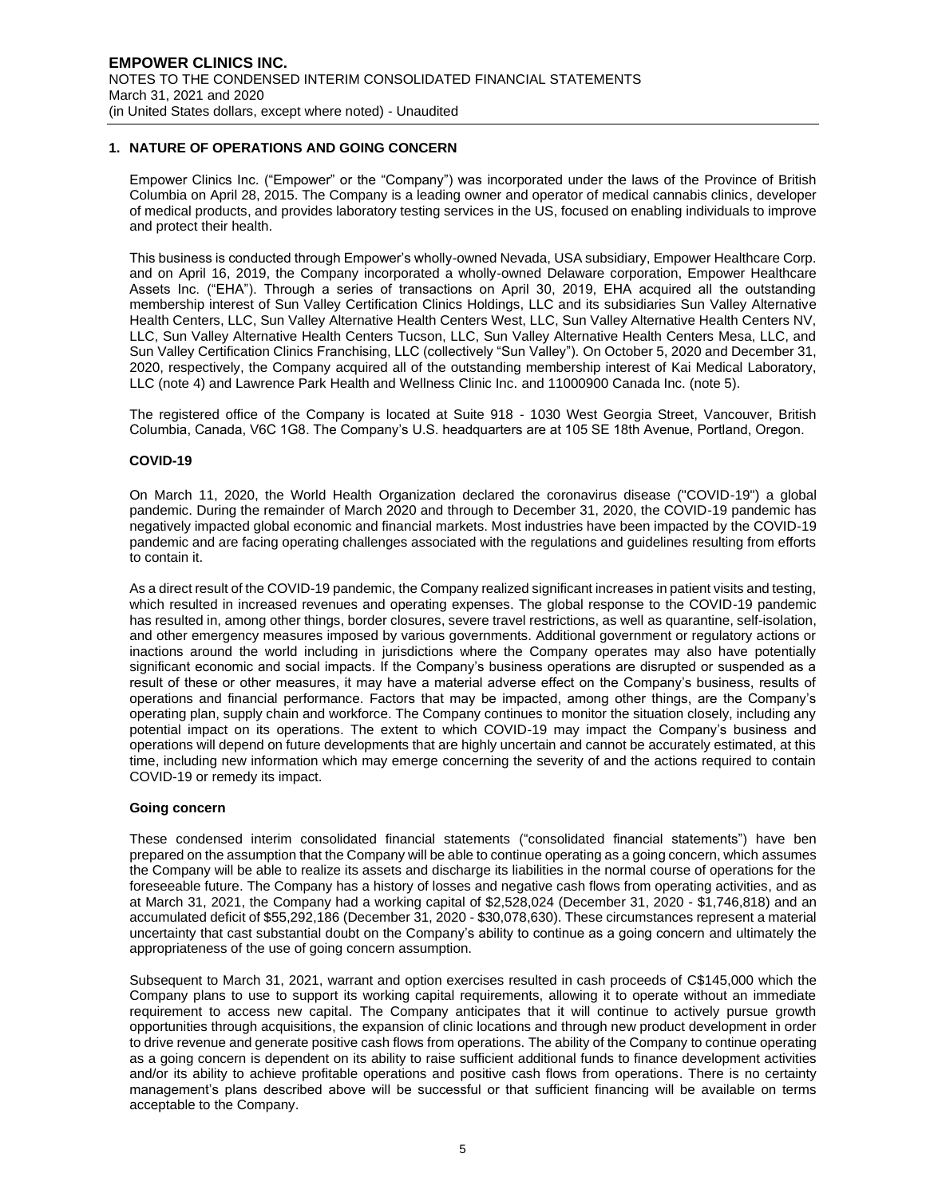## 1. NATURE OF OPERATIONS AND GOING CONCERN

Empower Clinics Inc. ("Empower" or the "Company") was incorporated under the laws of the Province of British Columbia on April 28, 2015. The Company is a leading owner and operator of medical cannabis clinics, developer of medical products, and provides laboratory testing services in the US, focused on enabling individuals to improve and protect their health.

This business is conducted through Empower's wholly-owned Nevada, USA subsidiary, Empower Healthcare Corp. and on April 16, 2019, the Company incorporated a wholly-owned Delaware corporation, Empower Healthcare Assets Inc. ("EHA"). Through a series of transactions on April 30, 2019, EHA acquired all the outstanding membership interest of Sun Valley Certification Clinics Holdings, LLC and its subsidiaries Sun Valley Alternative Health Centers, LLC, Sun Valley Alternative Health Centers West, LLC, Sun Valley Alternative Health Centers NV, LLC, Sun Valley Alternative Health Centers Tucson, LLC, Sun Valley Alternative Health Centers Mesa, LLC, and Sun Valley Certification Clinics Franchising, LLC (collectively "Sun Valley"). On October 5, 2020 and December 31, 2020, respectively, the Company acquired all of the outstanding membership interest of Kai Medical Laboratory, LLC (note 4) and Lawrence Park Health and Wellness Clinic Inc. and 11000900 Canada Inc. (note 5).

The registered office of the Company is located at Suite 918 - 1030 West Georgia Street, Vancouver, British Columbia, Canada, V6C 1G8. The Company's U.S. headquarters are at 105 SE 18th Avenue, Portland, Oregon.

### COVID-19

On March 11, 2020, the World Health Organization declared the coronavirus disease ("COVID-19") a global pandemic. During the remainder of March 2020 and through to December 31, 2020, the COVID-19 pandemic has negatively impacted global economic and financial markets. Most industries have been impacted by the COVID-19 pandemic and are facing operating challenges associated with the regulations and guidelines resulting from efforts to contain it.

As a direct result of the COVID-19 pandemic, the Company realized significant increases in patient visits and testing, which resulted in increased revenues and operating expenses. The global response to the COVID-19 pandemic has resulted in, among other things, border closures, severe travel restrictions, as well as quarantine, self-isolation, and other emergency measures imposed by various governments. Additional government or regulatory actions or inactions around the world including in jurisdictions where the Company operates may also have potentially significant economic and social impacts. If the Company's business operations are disrupted or suspended as a result of these or other measures, it may have a material adverse effect on the Company's business, results of operations and financial performance. Factors that may be impacted, among other things, are the Company's operating plan, supply chain and workforce. The Company continues to monitor the situation closely, including any potential impact on its operations. The extent to which COVID-19 may impact the Company's business and operations will depend on future developments that are highly uncertain and cannot be accurately estimated, at this time, including new information which may emerge concerning the severity of and the actions required to contain COVID-19 or remedy its impact.

### Going concern

These condensed interim consolidated financial statements ("consolidated financial statements") have ben prepared on the assumption that the Company will be able to continue operating as a going concern, which assumes the Company will be able to realize its assets and discharge its liabilities in the normal course of operations for the foreseeable future. The Company has a history of losses and negative cash flows from operating activities, and as at March 31, 2021, the Company had a working capital of $2,528,024 (December 31, 2020 - $1,746,818) and an accumulated deficit of $55,292,186 (December 31, 2020 - $30,078,630). These circumstances represent a material uncertainty that cast substantial doubt on the Company's ability to continue as a going concern and ultimately the appropriateness of the use of going concern assumption.

Subsequent to March 31, 2021, warrant and option exercises resulted in cash proceeds of C$145,000 which the Company plans to use to support its working capital requirements, allowing it to operate without an immediate requirement to access new capital. The Company anticipates that it will continue to actively pursue growth opportunities through acquisitions, the expansion of clinic locations and through new product development in order to drive revenue and generate positive cash flows from operations. The ability of the Company to continue operating as a going concern is dependent on its ability to raise sufficient additional funds to finance development activities and/or its ability to achieve profitable operations and positive cash flows from operations. There is no certainty management's plans described above will be successful or that sufficient financing will be available on terms acceptable to the Company.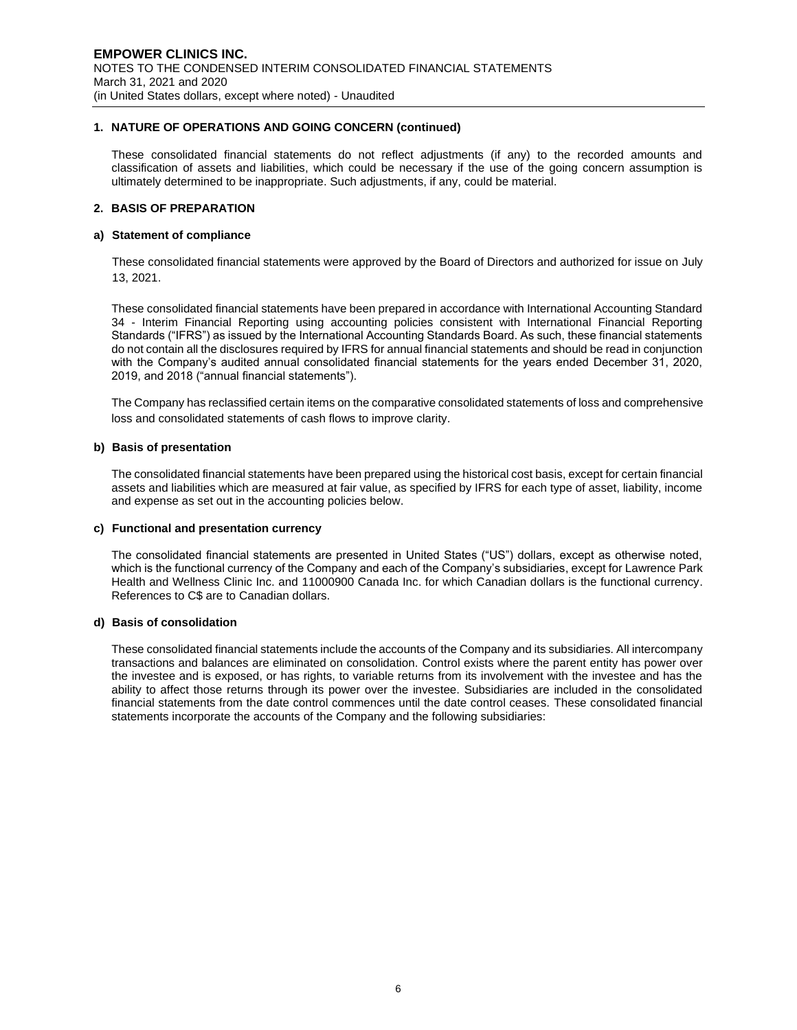## 1. NATURE OF OPERATIONS AND GOING CONCERN (continued)

These consolidated financial statements do not reflect adjustments (if any) to the recorded amounts and classification of assets and liabilities, which could be necessary if the use of the going concern assumption is ultimately determined to be inappropriate. Such adjustments, if any, could be material.

## 2. BASIS OF PREPARATION

### a) Statement of compliance

These consolidated financial statements were approved by the Board of Directors and authorized for issue on July 13, 2021.

These consolidated financial statements have been prepared in accordance with International Accounting Standard 34 - Interim Financial Reporting using accounting policies consistent with International Financial Reporting Standards ("IFRS") as issued by the International Accounting Standards Board. As such, these financial statements do not contain all the disclosures required by IFRS for annual financial statements and should be read in conjunction with the Company's audited annual consolidated financial statements for the years ended December 31, 2020, 2019, and 2018 ("annual financial statements").

The Company has reclassified certain items on the comparative consolidated statements of loss and comprehensive loss and consolidated statements of cash flows to improve clarity.

### b) Basis of presentation

The consolidated financial statements have been prepared using the historical cost basis, except for certain financial assets and liabilities which are measured at fair value, as specified by IFRS for each type of asset, liability, income and expense as set out in the accounting policies below.

### c) Functional and presentation currency

The consolidated financial statements are presented in United States ("US") dollars, except as otherwise noted, which is the functional currency of the Company and each of the Company's subsidiaries, except for Lawrence Park Health and Wellness Clinic Inc. and 11000900 Canada Inc. for which Canadian dollars is the functional currency. References to C$ are to Canadian dollars.

### d) Basis of consolidation

These consolidated financial statements include the accounts of the Company and its subsidiaries. All intercompany transactions and balances are eliminated on consolidation. Control exists where the parent entity has power over the investee and is exposed, or has rights, to variable returns from its involvement with the investee and has the ability to affect those returns through its power over the investee. Subsidiaries are included in the consolidated financial statements from the date control commences until the date control ceases. These consolidated financial statements incorporate the accounts of the Company and the following subsidiaries: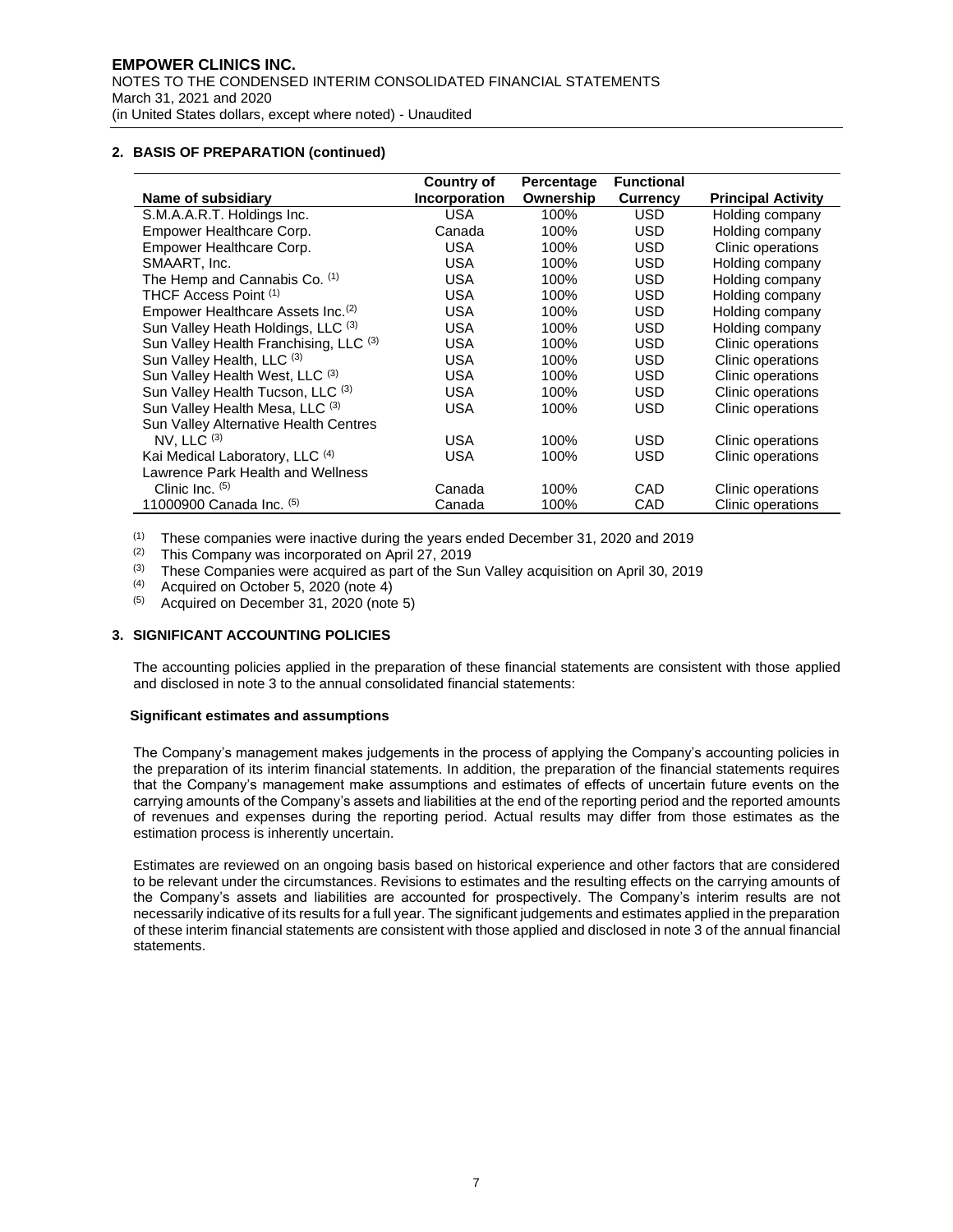## 2. BASIS OF PREPARATION (continued)

| Name of subsidiary | Country of Incorporation | Percentage Ownership | Functional Currency | Principal Activity |
|---|---|---|---|---|
| S.M.A.A.R.T. Holdings Inc. | USA | 100% | USD | Holding company |
| Empower Healthcare Corp. | Canada | 100% | USD | Holding company |
| Empower Healthcare Corp. | USA | 100% | USD | Clinic operations |
| SMAART, Inc. | USA | 100% | USD | Holding company |
| The Hemp and Cannabis Co. [1] | USA | 100% | USD | Holding company |
| THCF Access Point [1] | USA | 100% | USD | Holding company |
| Empower Healthcare Assets Inc.[2] | USA | 100% | USD | Holding company |
| Sun Valley Heath Holdings, LLC [3] | USA | 100% | USD | Holding company |
| Sun Valley Health Franchising, LLC [3] | USA | 100% | USD | Clinic operations |
| Sun Valley Health, LLC [3] | USA | 100% | USD | Clinic operations |
| Sun Valley Health West, LLC [3] | USA | 100% | USD | Clinic operations |
| Sun Valley Health Tucson, LLC [3] | USA | 100% | USD | Clinic operations |
| Sun Valley Health Mesa, LLC [3] | USA | 100% | USD | Clinic operations |
| Sun Valley Alternative Health Centres NV, LLC [3] | USA | 100% | USD | Clinic operations |
| Kai Medical Laboratory, LLC [4] | USA | 100% | USD | Clinic operations |
| Lawrence Park Health and Wellness Clinic Inc. [5] | Canada | 100% | CAD | Clinic operations |
| 11000900 Canada Inc. [5] | Canada | 100% | CAD | Clinic operations |

(1) These companies were inactive during the years ended December 31, 2020 and 2019
(2) This Company was incorporated on April 27, 2019
(3) These Companies were acquired as part of the Sun Valley acquisition on April 30, 2019
(4) Acquired on October 5, 2020 (note 4)
(5) Acquired on December 31, 2020 (note 5)

## 3. SIGNIFICANT ACCOUNTING POLICIES

The accounting policies applied in the preparation of these financial statements are consistent with those applied and disclosed in note 3 to the annual consolidated financial statements:

### Significant estimates and assumptions

The Company's management makes judgements in the process of applying the Company's accounting policies in the preparation of its interim financial statements. In addition, the preparation of the financial statements requires that the Company's management make assumptions and estimates of effects of uncertain future events on the carrying amounts of the Company's assets and liabilities at the end of the reporting period and the reported amounts of revenues and expenses during the reporting period. Actual results may differ from those estimates as the estimation process is inherently uncertain.

Estimates are reviewed on an ongoing basis based on historical experience and other factors that are considered to be relevant under the circumstances. Revisions to estimates and the resulting effects on the carrying amounts of the Company's assets and liabilities are accounted for prospectively. The Company's interim results are not necessarily indicative of its results for a full year. The significant judgements and estimates applied in the preparation of these interim financial statements are consistent with those applied and disclosed in note 3 of the annual financial statements.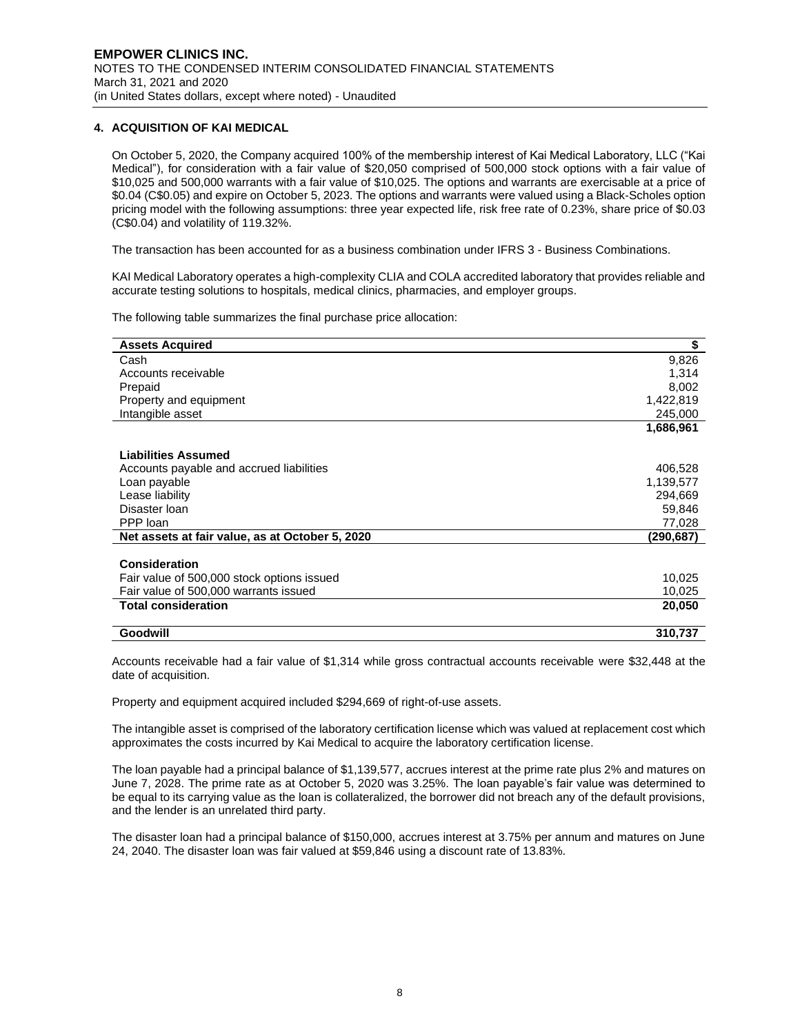## 4. ACQUISITION OF KAI MEDICAL

On October 5, 2020, the Company acquired 100% of the membership interest of Kai Medical Laboratory, LLC ("Kai Medical"), for consideration with a fair value of $20,050 comprised of 500,000 stock options with a fair value of $10,025 and 500,000 warrants with a fair value of $10,025. The options and warrants are exercisable at a price of $0.04 (C$0.05) and expire on October 5, 2023. The options and warrants were valued using a Black-Scholes option pricing model with the following assumptions: three year expected life, risk free rate of 0.23%, share price of $0.03 (C$0.04) and volatility of 119.32%.

The transaction has been accounted for as a business combination under IFRS 3 - Business Combinations.

KAI Medical Laboratory operates a high-complexity CLIA and COLA accredited laboratory that provides reliable and accurate testing solutions to hospitals, medical clinics, pharmacies, and employer groups.

The following table summarizes the final purchase price allocation:

| **Assets Acquired** | **$** |
|---|---|
| Cash | 9,826 |
| Accounts receivable | 1,314 |
| Prepaid | 8,002 |
| Property and equipment | 1,422,819 |
| Intangible asset | 245,000 |
| | **1,686,961** |
| | |
| **Liabilities Assumed** | |
| Accounts payable and accrued liabilities | 406,528 |
| Loan payable | 1,139,577 |
| Lease liability | 294,669 |
| Disaster loan | 59,846 |
| PPP loan | 77,028 |
| **Net assets at fair value, as at October 5, 2020** | **(290,687)** |
| | |
| **Consideration** | |
| Fair value of 500,000 stock options issued | 10,025 |
| Fair value of 500,000 warrants issued | 10,025 |
| **Total consideration** | **20,050** |
| | |
| **Goodwill** | **310,737** |

Accounts receivable had a fair value of $1,314 while gross contractual accounts receivable were $32,448 at the date of acquisition.

Property and equipment acquired included $294,669 of right-of-use assets.

The intangible asset is comprised of the laboratory certification license which was valued at replacement cost which approximates the costs incurred by Kai Medical to acquire the laboratory certification license.

The loan payable had a principal balance of $1,139,577, accrues interest at the prime rate plus 2% and matures on June 7, 2028. The prime rate as at October 5, 2020 was 3.25%. The loan payable's fair value was determined to be equal to its carrying value as the loan is collateralized, the borrower did not breach any of the default provisions, and the lender is an unrelated third party.

The disaster loan had a principal balance of $150,000, accrues interest at 3.75% per annum and matures on June 24, 2040. The disaster loan was fair valued at $59,846 using a discount rate of 13.83%.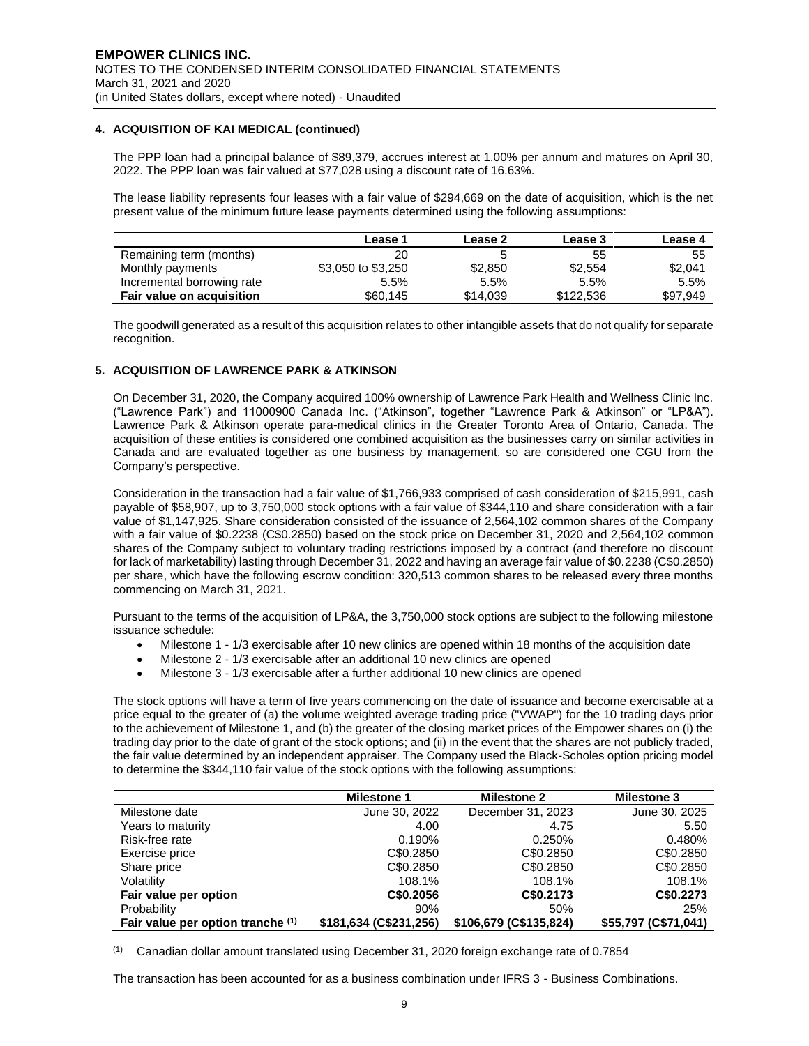## 4. ACQUISITION OF KAI MEDICAL (continued)

The PPP loan had a principal balance of \$89,379, accrues interest at 1.00% per annum and matures on April 30, 2022. The PPP loan was fair valued at \$77,028 using a discount rate of 16.63%.

The lease liability represents four leases with a fair value of \$294,669 on the date of acquisition, which is the net present value of the minimum future lease payments determined using the following assumptions:

| | Lease 1 | Lease 2 | Lease 3 | Lease 4 |
|---|---|---|---|---|
| Remaining term (months) | 20 | 5 | 55 | 55 |
| Monthly payments | \$3,050 to \$3,250 | \$2,850 | \$2,554 | \$2,041 |
| Incremental borrowing rate | 5.5% | 5.5% | 5.5% | 5.5% |
| **Fair value on acquisition** | \$60,145 | \$14,039 | \$122,536 | \$97,949 |

The goodwill generated as a result of this acquisition relates to other intangible assets that do not qualify for separate recognition.

## 5. ACQUISITION OF LAWRENCE PARK & ATKINSON

On December 31, 2020, the Company acquired 100% ownership of Lawrence Park Health and Wellness Clinic Inc. ("Lawrence Park") and 11000900 Canada Inc. ("Atkinson", together "Lawrence Park & Atkinson" or "LP&A"). Lawrence Park & Atkinson operate para-medical clinics in the Greater Toronto Area of Ontario, Canada. The acquisition of these entities is considered one combined acquisition as the businesses carry on similar activities in Canada and are evaluated together as one business by management, so are considered one CGU from the Company's perspective.

Consideration in the transaction had a fair value of \$1,766,933 comprised of cash consideration of \$215,991, cash payable of \$58,907, up to 3,750,000 stock options with a fair value of \$344,110 and share consideration with a fair value of \$1,147,925. Share consideration consisted of the issuance of 2,564,102 common shares of the Company with a fair value of \$0.2238 (C\$0.2850) based on the stock price on December 31, 2020 and 2,564,102 common shares of the Company subject to voluntary trading restrictions imposed by a contract (and therefore no discount for lack of marketability) lasting through December 31, 2022 and having an average fair value of \$0.2238 (C\$0.2850) per share, which have the following escrow condition: 320,513 common shares to be released every three months commencing on March 31, 2021.

Pursuant to the terms of the acquisition of LP&A, the 3,750,000 stock options are subject to the following milestone issuance schedule:

- Milestone 1 - 1/3 exercisable after 10 new clinics are opened within 18 months of the acquisition date
- Milestone 2 - 1/3 exercisable after an additional 10 new clinics are opened
- Milestone 3 - 1/3 exercisable after a further additional 10 new clinics are opened

The stock options will have a term of five years commencing on the date of issuance and become exercisable at a price equal to the greater of (a) the volume weighted average trading price ("VWAP") for the 10 trading days prior to the achievement of Milestone 1, and (b) the greater of the closing market prices of the Empower shares on (i) the trading day prior to the date of grant of the stock options; and (ii) in the event that the shares are not publicly traded, the fair value determined by an independent appraiser. The Company used the Black-Scholes option pricing model to determine the \$344,110 fair value of the stock options with the following assumptions:

| | Milestone 1 | Milestone 2 | Milestone 3 |
|---|---|---|---|
| Milestone date | June 30, 2022 | December 31, 2023 | June 30, 2025 |
| Years to maturity | 4.00 | 4.75 | 5.50 |
| Risk-free rate | 0.190% | 0.250% | 0.480% |
| Exercise price | C\$0.2850 | C\$0.2850 | C\$0.2850 |
| Share price | C\$0.2850 | C\$0.2850 | C\$0.2850 |
| Volatility | 108.1% | 108.1% | 108.1% |
| **Fair value per option** | **C\$0.2056** | **C\$0.2173** | **C\$0.2273** |
| Probability | 90% | 50% | 25% |
| **Fair value per option tranche (1)** | **\$181,634 (C\$231,256)** | **\$106,679 (C\$135,824)** | **\$55,797 (C\$71,041)** |

(1) Canadian dollar amount translated using December 31, 2020 foreign exchange rate of 0.7854

The transaction has been accounted for as a business combination under IFRS 3 - Business Combinations.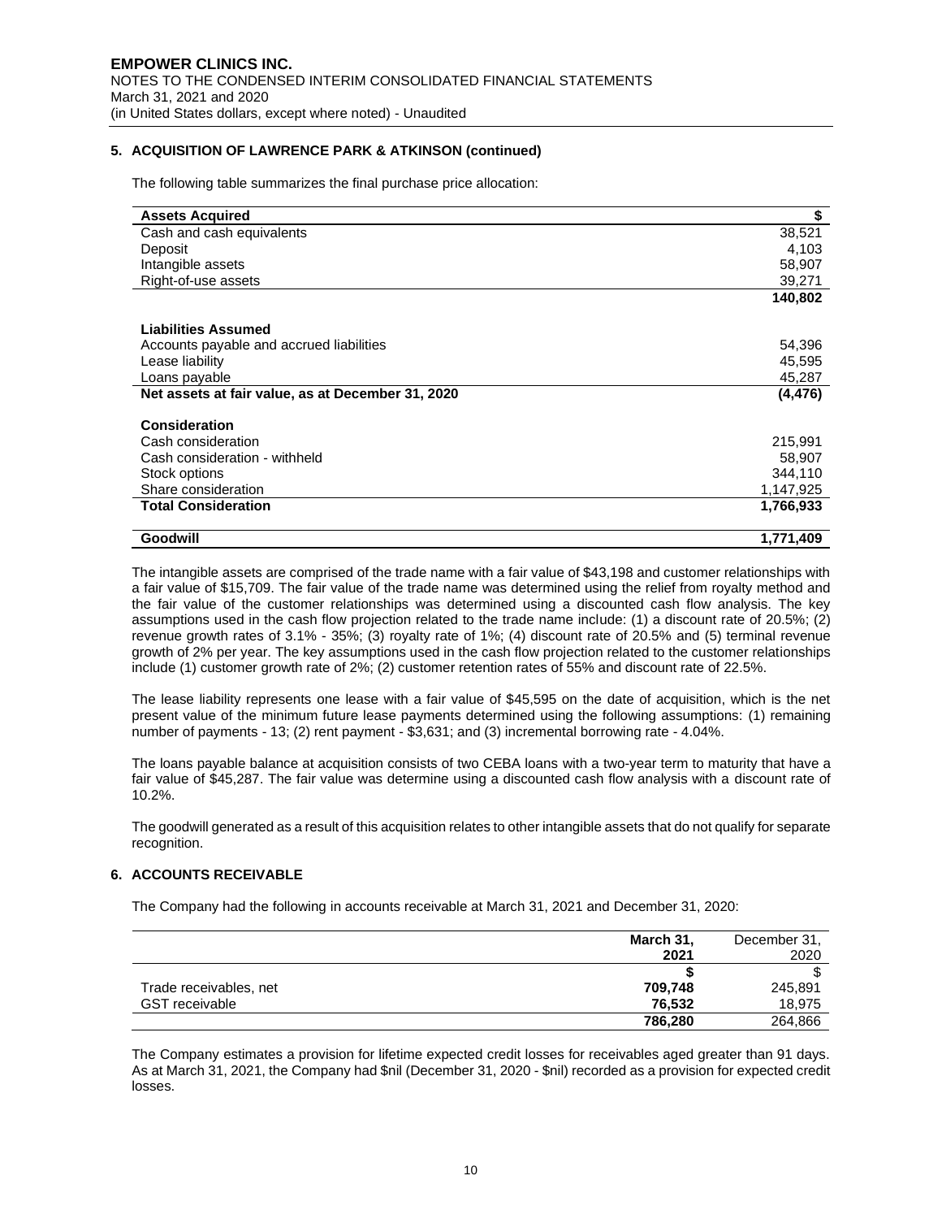## 5. ACQUISITION OF LAWRENCE PARK & ATKINSON (continued)

The following table summarizes the final purchase price allocation:

| **Assets Acquired** | **$** |
|---|---|
| Cash and cash equivalents | 38,521 |
| Deposit | 4,103 |
| Intangible assets | 58,907 |
| Right-of-use assets | 39,271 |
| | **140,802** |
| **Liabilities Assumed** | |
| Accounts payable and accrued liabilities | 54,396 |
| Lease liability | 45,595 |
| Loans payable | 45,287 |
| **Net assets at fair value, as at December 31, 2020** | **(4,476)** |
| **Consideration** | |
| Cash consideration | 215,991 |
| Cash consideration - withheld | 58,907 |
| Stock options | 344,110 |
| Share consideration | 1,147,925 |
| **Total Consideration** | **1,766,933** |
| **Goodwill** | **1,771,409** |

The intangible assets are comprised of the trade name with a fair value of $43,198 and customer relationships with a fair value of $15,709. The fair value of the trade name was determined using the relief from royalty method and the fair value of the customer relationships was determined using a discounted cash flow analysis. The key assumptions used in the cash flow projection related to the trade name include: (1) a discount rate of 20.5%; (2) revenue growth rates of 3.1% - 35%; (3) royalty rate of 1%; (4) discount rate of 20.5% and (5) terminal revenue growth of 2% per year. The key assumptions used in the cash flow projection related to the customer relationships include (1) customer growth rate of 2%; (2) customer retention rates of 55% and discount rate of 22.5%.

The lease liability represents one lease with a fair value of $45,595 on the date of acquisition, which is the net present value of the minimum future lease payments determined using the following assumptions: (1) remaining number of payments - 13; (2) rent payment - $3,631; and (3) incremental borrowing rate - 4.04%.

The loans payable balance at acquisition consists of two CEBA loans with a two-year term to maturity that have a fair value of $45,287. The fair value was determine using a discounted cash flow analysis with a discount rate of 10.2%.

The goodwill generated as a result of this acquisition relates to other intangible assets that do not qualify for separate recognition.

## 6. ACCOUNTS RECEIVABLE

The Company had the following in accounts receivable at March 31, 2021 and December 31, 2020:

| | **March 31, 2021** | December 31, 2020 |
|---|---|---|
| | **$** | $ |
| Trade receivables, net | **709,748** | 245,891 |
| GST receivable | **76,532** | 18,975 |
| | **786,280** | 264,866 |

The Company estimates a provision for lifetime expected credit losses for receivables aged greater than 91 days. As at March 31, 2021, the Company had $nil (December 31, 2020 - $nil) recorded as a provision for expected credit losses.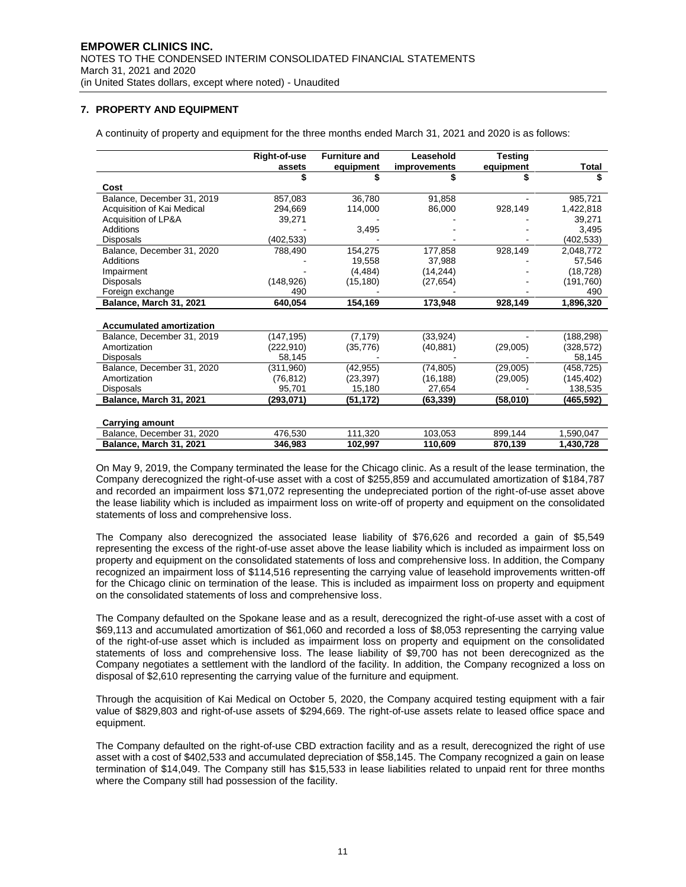## 7. PROPERTY AND EQUIPMENT

A continuity of property and equipment for the three months ended March 31, 2021 and 2020 is as follows:

| | Right-of-use assets | Furniture and equipment | Leasehold improvements | Testing equipment | Total |
|---|---|---|---|---|---|
| | $ | $ | $ | $ | $ |
| **Cost** | | | | | |
| Balance, December 31, 2019 | 857,083 | 36,780 | 91,858 | - | 985,721 |
| Acquisition of Kai Medical | 294,669 | 114,000 | 86,000 | 928,149 | 1,422,818 |
| Acquisition of LP&A | 39,271 | - | - | - | 39,271 |
| Additions | - | 3,495 | - | - | 3,495 |
| Disposals | (402,533) | - | - | - | (402,533) |
| Balance, December 31, 2020 | 788,490 | 154,275 | 177,858 | 928,149 | 2,048,772 |
| Additions | - | 19,558 | 37,988 | - | 57,546 |
| Impairment | - | (4,484) | (14,244) | - | (18,728) |
| Disposals | (148,926) | (15,180) | (27,654) | - | (191,760) |
| Foreign exchange | 490 | - | - | - | 490 |
| **Balance, March 31, 2021** | **640,054** | **154,169** | **173,948** | **928,149** | **1,896,320** |
| | | | | | |
| **Accumulated amortization** | | | | | |
| Balance, December 31, 2019 | (147,195) | (7,179) | (33,924) | - | (188,298) |
| Amortization | (222,910) | (35,776) | (40,881) | (29,005) | (328,572) |
| Disposals | 58,145 | - | - | - | 58,145 |
| Balance, December 31, 2020 | (311,960) | (42,955) | (74,805) | (29,005) | (458,725) |
| Amortization | (76,812) | (23,397) | (16,188) | (29,005) | (145,402) |
| Disposals | 95,701 | 15,180 | 27,654 | - | 138,535 |
| **Balance, March 31, 2021** | **(293,071)** | **(51,172)** | **(63,339)** | **(58,010)** | **(465,592)** |
| | | | | | |
| **Carrying amount** | | | | | |
| Balance, December 31, 2020 | 476,530 | 111,320 | 103,053 | 899,144 | 1,590,047 |
| **Balance, March 31, 2021** | **346,983** | **102,997** | **110,609** | **870,139** | **1,430,728** |

On May 9, 2019, the Company terminated the lease for the Chicago clinic. As a result of the lease termination, the Company derecognized the right-of-use asset with a cost of $255,859 and accumulated amortization of $184,787 and recorded an impairment loss $71,072 representing the undepreciated portion of the right-of-use asset above the lease liability which is included as impairment loss on write-off of property and equipment on the consolidated statements of loss and comprehensive loss.

The Company also derecognized the associated lease liability of $76,626 and recorded a gain of $5,549 representing the excess of the right-of-use asset above the lease liability which is included as impairment loss on property and equipment on the consolidated statements of loss and comprehensive loss. In addition, the Company recognized an impairment loss of $114,516 representing the carrying value of leasehold improvements written-off for the Chicago clinic on termination of the lease. This is included as impairment loss on property and equipment on the consolidated statements of loss and comprehensive loss.

The Company defaulted on the Spokane lease and as a result, derecognized the right-of-use asset with a cost of $69,113 and accumulated amortization of $61,060 and recorded a loss of $8,053 representing the carrying value of the right-of-use asset which is included as impairment loss on property and equipment on the consolidated statements of loss and comprehensive loss. The lease liability of $9,700 has not been derecognized as the Company negotiates a settlement with the landlord of the facility. In addition, the Company recognized a loss on disposal of $2,610 representing the carrying value of the furniture and equipment.

Through the acquisition of Kai Medical on October 5, 2020, the Company acquired testing equipment with a fair value of $829,803 and right-of-use assets of $294,669. The right-of-use assets relate to leased office space and equipment.

The Company defaulted on the right-of-use CBD extraction facility and as a result, derecognized the right of use asset with a cost of $402,533 and accumulated depreciation of $58,145. The Company recognized a gain on lease termination of $14,049. The Company still has $15,533 in lease liabilities related to unpaid rent for three months where the Company still had possession of the facility.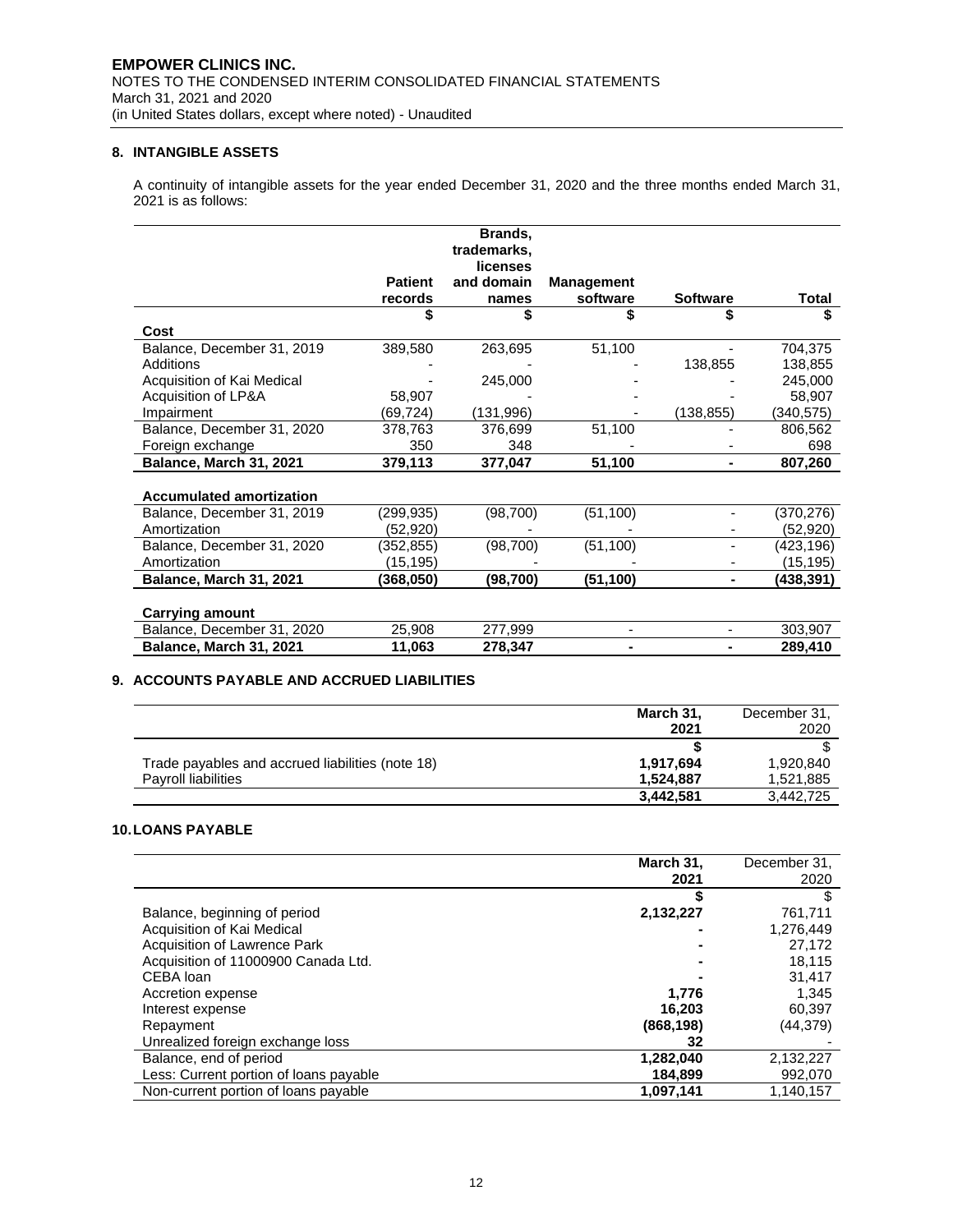## 8. INTANGIBLE ASSETS

A continuity of intangible assets for the year ended December 31, 2020 and the three months ended March 31, 2021 is as follows:

| | Patient records | Brands, trademarks, licenses and domain names | Management software | Software | Total |
|---|---|---|---|---|---|
| | $ | $ | $ | $ | $ |
| **Cost** | | | | | |
| Balance, December 31, 2019 | 389,580 | 263,695 | 51,100 | - | 704,375 |
| Additions | - | - | - | 138,855 | 138,855 |
| Acquisition of Kai Medical | - | 245,000 | - | - | 245,000 |
| Acquisition of LP&A | 58,907 | - | - | - | 58,907 |
| Impairment | (69,724) | (131,996) | - | (138,855) | (340,575) |
| Balance, December 31, 2020 | 378,763 | 376,699 | 51,100 | - | 806,562 |
| Foreign exchange | 350 | 348 | - | - | 698 |
| **Balance, March 31, 2021** | **379,113** | **377,047** | **51,100** | **-** | **807,260** |
| | | | | | |
| **Accumulated amortization** | | | | | |
| Balance, December 31, 2019 | (299,935) | (98,700) | (51,100) | - | (370,276) |
| Amortization | (52,920) | - | - | - | (52,920) |
| Balance, December 31, 2020 | (352,855) | (98,700) | (51,100) | - | (423,196) |
| Amortization | (15,195) | - | - | - | (15,195) |
| **Balance, March 31, 2021** | **(368,050)** | **(98,700)** | **(51,100)** | **-** | **(438,391)** |
| | | | | | |
| **Carrying amount** | | | | | |
| Balance, December 31, 2020 | 25,908 | 277,999 | - | - | 303,907 |
| **Balance, March 31, 2021** | **11,063** | **278,347** | **-** | **-** | **289,410** |

## 9. ACCOUNTS PAYABLE AND ACCRUED LIABILITIES

| | March 31, 2021 | December 31, 2020 |
|---|---|---|
| | $ | $ |
| Trade payables and accrued liabilities (note 18) | 1,917,694 | 1,920,840 |
| Payroll liabilities | 1,524,887 | 1,521,885 |
| | 3,442,581 | 3,442,725 |

## 10. LOANS PAYABLE

| | March 31, 2021 | December 31, 2020 |
|---|---|---|
| | $ | $ |
| Balance, beginning of period | 2,132,227 | 761,711 |
| Acquisition of Kai Medical | - | 1,276,449 |
| Acquisition of Lawrence Park | - | 27,172 |
| Acquisition of 11000900 Canada Ltd. | - | 18,115 |
| CEBA loan | - | 31,417 |
| Accretion expense | 1,776 | 1,345 |
| Interest expense | 16,203 | 60,397 |
| Repayment | (868,198) | (44,379) |
| Unrealized foreign exchange loss | 32 | - |
| Balance, end of period | 1,282,040 | 2,132,227 |
| Less: Current portion of loans payable | 184,899 | 992,070 |
| Non-current portion of loans payable | 1,097,141 | 1,140,157 |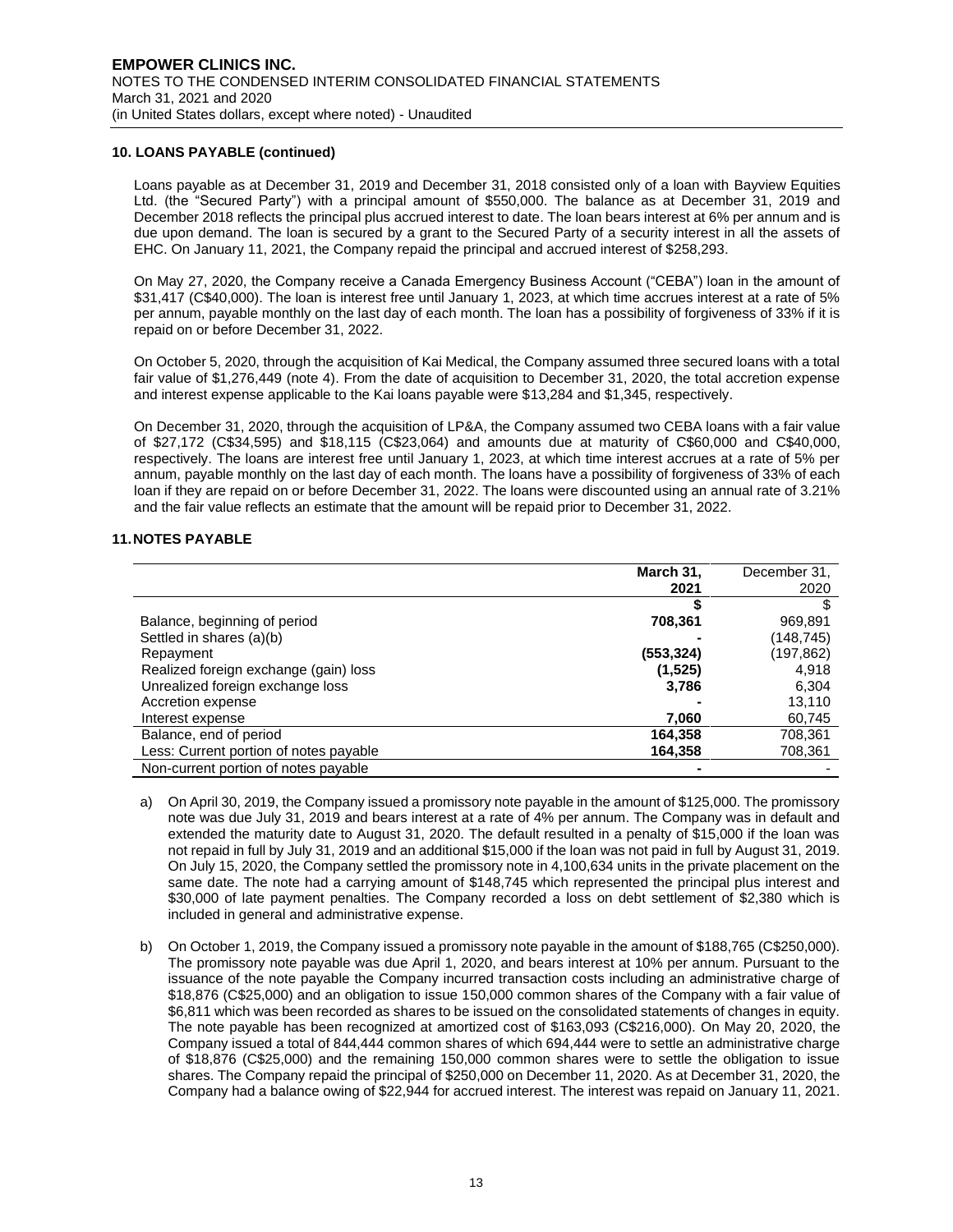## 10. LOANS PAYABLE (continued)

Loans payable as at December 31, 2019 and December 31, 2018 consisted only of a loan with Bayview Equities Ltd. (the "Secured Party") with a principal amount of $550,000. The balance as at December 31, 2019 and December 2018 reflects the principal plus accrued interest to date. The loan bears interest at 6% per annum and is due upon demand. The loan is secured by a grant to the Secured Party of a security interest in all the assets of EHC. On January 11, 2021, the Company repaid the principal and accrued interest of $258,293.

On May 27, 2020, the Company receive a Canada Emergency Business Account ("CEBA") loan in the amount of $31,417 (C$40,000). The loan is interest free until January 1, 2023, at which time accrues interest at a rate of 5% per annum, payable monthly on the last day of each month. The loan has a possibility of forgiveness of 33% if it is repaid on or before December 31, 2022.

On October 5, 2020, through the acquisition of Kai Medical, the Company assumed three secured loans with a total fair value of $1,276,449 (note 4). From the date of acquisition to December 31, 2020, the total accretion expense and interest expense applicable to the Kai loans payable were $13,284 and $1,345, respectively.

On December 31, 2020, through the acquisition of LP&A, the Company assumed two CEBA loans with a fair value of $27,172 (C$34,595) and $18,115 (C$23,064) and amounts due at maturity of C$60,000 and C$40,000, respectively. The loans are interest free until January 1, 2023, at which time interest accrues at a rate of 5% per annum, payable monthly on the last day of each month. The loans have a possibility of forgiveness of 33% of each loan if they are repaid on or before December 31, 2022. The loans were discounted using an annual rate of 3.21% and the fair value reflects an estimate that the amount will be repaid prior to December 31, 2022.

## 11. NOTES PAYABLE

| | **March 31, 2021** | December 31, 2020 |
|---|---|---|
| | **$** | $ |
| Balance, beginning of period | **708,361** | 969,891 |
| Settled in shares (a)(b) | **-** | (148,745) |
| Repayment | **(553,324)** | (197,862) |
| Realized foreign exchange (gain) loss | **(1,525)** | 4,918 |
| Unrealized foreign exchange loss | **3,786** | 6,304 |
| Accretion expense | **-** | 13,110 |
| Interest expense | **7,060** | 60,745 |
| Balance, end of period | **164,358** | 708,361 |
| Less: Current portion of notes payable | **164,358** | 708,361 |
| Non-current portion of notes payable | **-** | - |

a) On April 30, 2019, the Company issued a promissory note payable in the amount of $125,000. The promissory note was due July 31, 2019 and bears interest at a rate of 4% per annum. The Company was in default and extended the maturity date to August 31, 2020. The default resulted in a penalty of $15,000 if the loan was not repaid in full by July 31, 2019 and an additional $15,000 if the loan was not paid in full by August 31, 2019. On July 15, 2020, the Company settled the promissory note in 4,100,634 units in the private placement on the same date. The note had a carrying amount of $148,745 which represented the principal plus interest and $30,000 of late payment penalties. The Company recorded a loss on debt settlement of $2,380 which is included in general and administrative expense.

b) On October 1, 2019, the Company issued a promissory note payable in the amount of $188,765 (C$250,000). The promissory note payable was due April 1, 2020, and bears interest at 10% per annum. Pursuant to the issuance of the note payable the Company incurred transaction costs including an administrative charge of $18,876 (C$25,000) and an obligation to issue 150,000 common shares of the Company with a fair value of $6,811 which was been recorded as shares to be issued on the consolidated statements of changes in equity. The note payable has been recognized at amortized cost of $163,093 (C$216,000). On May 20, 2020, the Company issued a total of 844,444 common shares of which 694,444 were to settle an administrative charge of $18,876 (C$25,000) and the remaining 150,000 common shares were to settle the obligation to issue shares. The Company repaid the principal of $250,000 on December 11, 2020. As at December 31, 2020, the Company had a balance owing of $22,944 for accrued interest. The interest was repaid on January 11, 2021.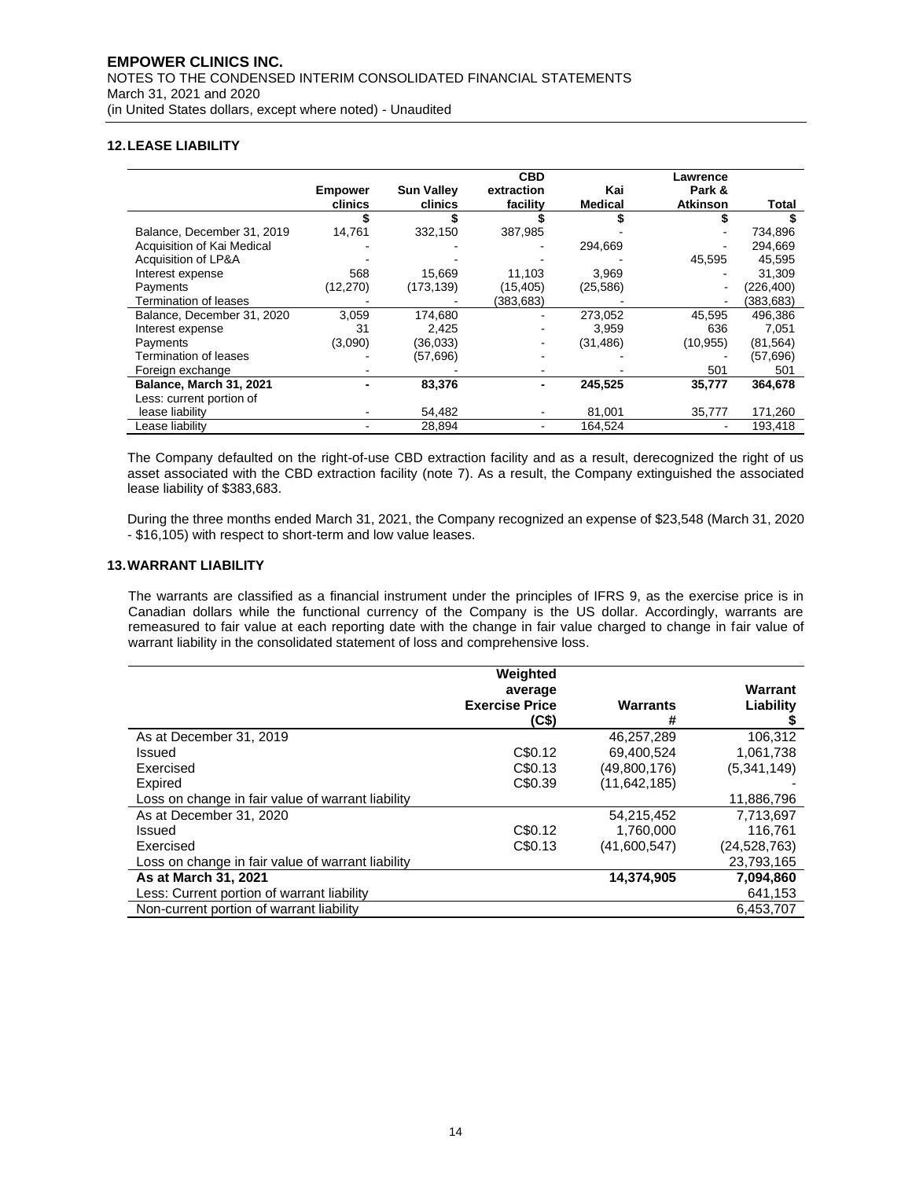## 12. LEASE LIABILITY

| | Empower clinics | Sun Valley clinics | CBD extraction facility | Kai Medical | Lawrence Park & Atkinson | Total |
|---|---|---|---|---|---|---|
| | $ | $ | $ | $ | $ | $ |
| Balance, December 31, 2019 | 14,761 | 332,150 | 387,985 | - | - | 734,896 |
| Acquisition of Kai Medical | - | - | - | 294,669 | - | 294,669 |
| Acquisition of LP&A | - | - | - | - | 45,595 | 45,595 |
| Interest expense | 568 | 15,669 | 11,103 | 3,969 | - | 31,309 |
| Payments | (12,270) | (173,139) | (15,405) | (25,586) | - | (226,400) |
| Termination of leases | - | - | (383,683) | - | - | (383,683) |
| Balance, December 31, 2020 | 3,059 | 174,680 | - | 273,052 | 45,595 | 496,386 |
| Interest expense | 31 | 2,425 | - | 3,959 | 636 | 7,051 |
| Payments | (3,090) | (36,033) | - | (31,486) | (10,955) | (81,564) |
| Termination of leases | - | (57,696) | - | - | - | (57,696) |
| Foreign exchange | - | - | - | - | 501 | 501 |
| **Balance, March 31, 2021** | **-** | **83,376** | **-** | **245,525** | **35,777** | **364,678** |
| Less: current portion of lease liability | - | 54,482 | - | 81,001 | 35,777 | 171,260 |
| Lease liability | - | 28,894 | - | 164,524 | - | 193,418 |

The Company defaulted on the right-of-use CBD extraction facility and as a result, derecognized the right of us asset associated with the CBD extraction facility (note 7). As a result, the Company extinguished the associated lease liability of $383,683.

During the three months ended March 31, 2021, the Company recognized an expense of $23,548 (March 31, 2020 - $16,105) with respect to short-term and low value leases.

## 13. WARRANT LIABILITY

The warrants are classified as a financial instrument under the principles of IFRS 9, as the exercise price is in Canadian dollars while the functional currency of the Company is the US dollar. Accordingly, warrants are remeasured to fair value at each reporting date with the change in fair value charged to change in fair value of warrant liability in the consolidated statement of loss and comprehensive loss.

| | Weighted average Exercise Price (C$) | Warrants # | Warrant Liability $ |
|---|---|---|---|
| As at December 31, 2019 | | 46,257,289 | 106,312 |
| Issued | C$0.12 | 69,400,524 | 1,061,738 |
| Exercised | C$0.13 | (49,800,176) | (5,341,149) |
| Expired | C$0.39 | (11,642,185) | - |
| Loss on change in fair value of warrant liability | | | 11,886,796 |
| As at December 31, 2020 | | 54,215,452 | 7,713,697 |
| Issued | C$0.12 | 1,760,000 | 116,761 |
| Exercised | C$0.13 | (41,600,547) | (24,528,763) |
| Loss on change in fair value of warrant liability | | | 23,793,165 |
| **As at March 31, 2021** | | **14,374,905** | **7,094,860** |
| Less: Current portion of warrant liability | | | 641,153 |
| Non-current portion of warrant liability | | | 6,453,707 |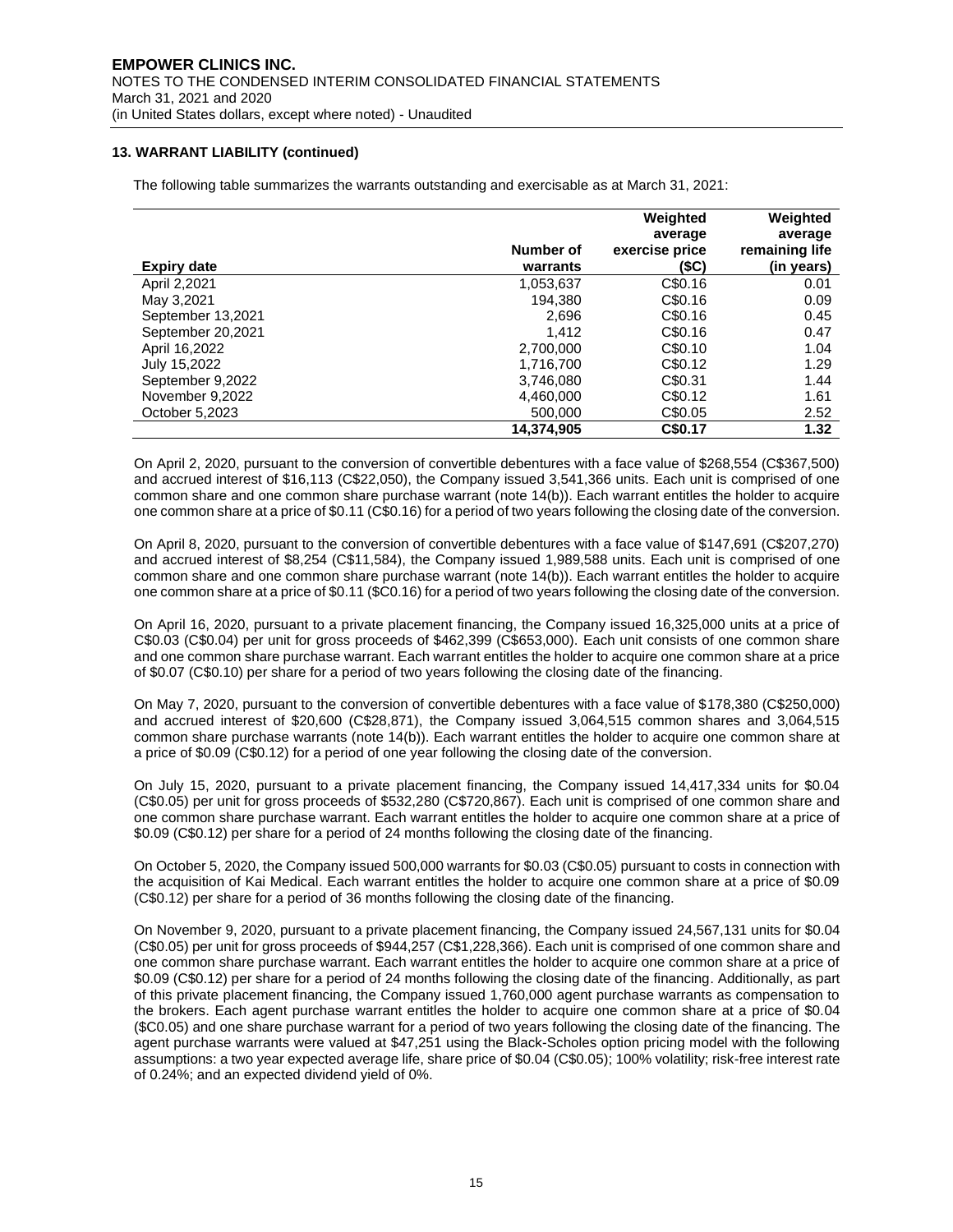**13. WARRANT LIABILITY (continued)**

The following table summarizes the warrants outstanding and exercisable as at March 31, 2021:

| Expiry date | Number of warrants | Weighted average exercise price ($C) | Weighted average remaining life (in years) |
|---|---|---|---|
| April 2,2021 | 1,053,637 | C$0.16 | 0.01 |
| May 3,2021 | 194,380 | C$0.16 | 0.09 |
| September 13,2021 | 2,696 | C$0.16 | 0.45 |
| September 20,2021 | 1,412 | C$0.16 | 0.47 |
| April 16,2022 | 2,700,000 | C$0.10 | 1.04 |
| July 15,2022 | 1,716,700 | C$0.12 | 1.29 |
| September 9,2022 | 3,746,080 | C$0.31 | 1.44 |
| November 9,2022 | 4,460,000 | C$0.12 | 1.61 |
| October 5,2023 | 500,000 | C$0.05 | 2.52 |
| | **14,374,905** | **C$0.17** | **1.32** |

On April 2, 2020, pursuant to the conversion of convertible debentures with a face value of $268,554 (C$367,500) and accrued interest of $16,113 (C$22,050), the Company issued 3,541,366 units. Each unit is comprised of one common share and one common share purchase warrant (note 14(b)). Each warrant entitles the holder to acquire one common share at a price of $0.11 (C$0.16) for a period of two years following the closing date of the conversion.

On April 8, 2020, pursuant to the conversion of convertible debentures with a face value of $147,691 (C$207,270) and accrued interest of $8,254 (C$11,584), the Company issued 1,989,588 units. Each unit is comprised of one common share and one common share purchase warrant (note 14(b)). Each warrant entitles the holder to acquire one common share at a price of $0.11 ($C0.16) for a period of two years following the closing date of the conversion.

On April 16, 2020, pursuant to a private placement financing, the Company issued 16,325,000 units at a price of C$0.03 (C$0.04) per unit for gross proceeds of $462,399 (C$653,000). Each unit consists of one common share and one common share purchase warrant. Each warrant entitles the holder to acquire one common share at a price of $0.07 (C$0.10) per share for a period of two years following the closing date of the financing.

On May 7, 2020, pursuant to the conversion of convertible debentures with a face value of $178,380 (C$250,000) and accrued interest of $20,600 (C$28,871), the Company issued 3,064,515 common shares and 3,064,515 common share purchase warrants (note 14(b)). Each warrant entitles the holder to acquire one common share at a price of $0.09 (C$0.12) for a period of one year following the closing date of the conversion.

On July 15, 2020, pursuant to a private placement financing, the Company issued 14,417,334 units for $0.04 (C$0.05) per unit for gross proceeds of $532,280 (C$720,867). Each unit is comprised of one common share and one common share purchase warrant. Each warrant entitles the holder to acquire one common share at a price of $0.09 (C$0.12) per share for a period of 24 months following the closing date of the financing.

On October 5, 2020, the Company issued 500,000 warrants for $0.03 (C$0.05) pursuant to costs in connection with the acquisition of Kai Medical. Each warrant entitles the holder to acquire one common share at a price of $0.09 (C$0.12) per share for a period of 36 months following the closing date of the financing.

On November 9, 2020, pursuant to a private placement financing, the Company issued 24,567,131 units for $0.04 (C$0.05) per unit for gross proceeds of $944,257 (C$1,228,366). Each unit is comprised of one common share and one common share purchase warrant. Each warrant entitles the holder to acquire one common share at a price of $0.09 (C$0.12) per share for a period of 24 months following the closing date of the financing. Additionally, as part of this private placement financing, the Company issued 1,760,000 agent purchase warrants as compensation to the brokers. Each agent purchase warrant entitles the holder to acquire one common share at a price of $0.04 ($C0.05) and one share purchase warrant for a period of two years following the closing date of the financing. The agent purchase warrants were valued at $47,251 using the Black-Scholes option pricing model with the following assumptions: a two year expected average life, share price of $0.04 (C$0.05); 100% volatility; risk-free interest rate of 0.24%; and an expected dividend yield of 0%.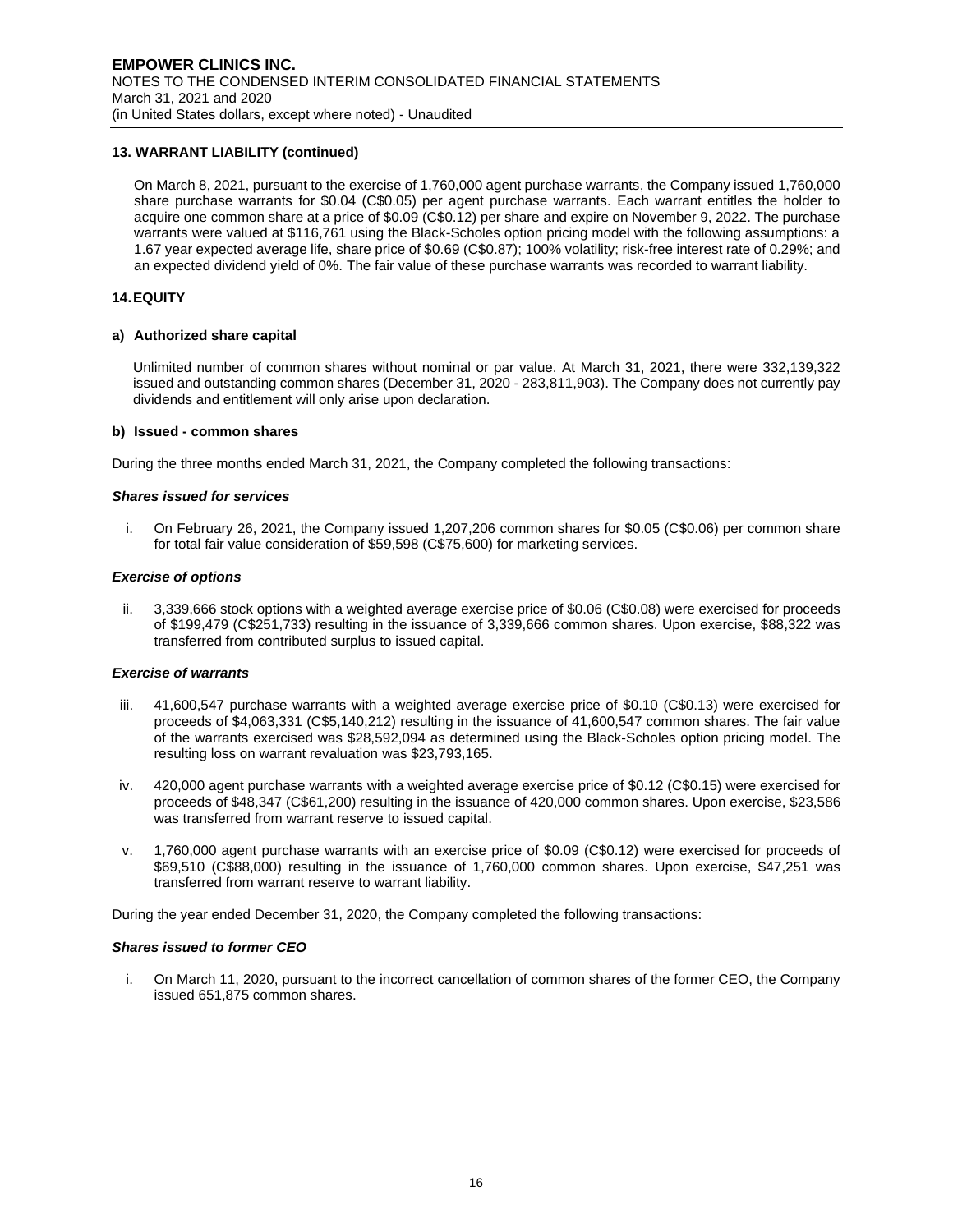**13. WARRANT LIABILITY (continued)**

On March 8, 2021, pursuant to the exercise of 1,760,000 agent purchase warrants, the Company issued 1,760,000 share purchase warrants for \$0.04 (C\$0.05) per agent purchase warrants. Each warrant entitles the holder to acquire one common share at a price of \$0.09 (C\$0.12) per share and expire on November 9, 2022. The purchase warrants were valued at \$116,761 using the Black-Scholes option pricing model with the following assumptions: a 1.67 year expected average life, share price of \$0.69 (C\$0.87); 100% volatility; risk-free interest rate of 0.29%; and an expected dividend yield of 0%. The fair value of these purchase warrants was recorded to warrant liability.

## 14. EQUITY

### a) Authorized share capital

Unlimited number of common shares without nominal or par value. At March 31, 2021, there were 332,139,322 issued and outstanding common shares (December 31, 2020 - 283,811,903). The Company does not currently pay dividends and entitlement will only arise upon declaration.

### b) Issued - common shares

During the three months ended March 31, 2021, the Company completed the following transactions:

***Shares issued for services***

i. On February 26, 2021, the Company issued 1,207,206 common shares for \$0.05 (C\$0.06) per common share for total fair value consideration of \$59,598 (C\$75,600) for marketing services.

***Exercise of options***

ii. 3,339,666 stock options with a weighted average exercise price of \$0.06 (C\$0.08) were exercised for proceeds of \$199,479 (C\$251,733) resulting in the issuance of 3,339,666 common shares. Upon exercise, \$88,322 was transferred from contributed surplus to issued capital.

***Exercise of warrants***

iii. 41,600,547 purchase warrants with a weighted average exercise price of \$0.10 (C\$0.13) were exercised for proceeds of \$4,063,331 (C\$5,140,212) resulting in the issuance of 41,600,547 common shares. The fair value of the warrants exercised was \$28,592,094 as determined using the Black-Scholes option pricing model. The resulting loss on warrant revaluation was \$23,793,165.

iv. 420,000 agent purchase warrants with a weighted average exercise price of \$0.12 (C\$0.15) were exercised for proceeds of \$48,347 (C\$61,200) resulting in the issuance of 420,000 common shares. Upon exercise, \$23,586 was transferred from warrant reserve to issued capital.

v. 1,760,000 agent purchase warrants with an exercise price of \$0.09 (C\$0.12) were exercised for proceeds of \$69,510 (C\$88,000) resulting in the issuance of 1,760,000 common shares. Upon exercise, \$47,251 was transferred from warrant reserve to warrant liability.

During the year ended December 31, 2020, the Company completed the following transactions:

***Shares issued to former CEO***

i. On March 11, 2020, pursuant to the incorrect cancellation of common shares of the former CEO, the Company issued 651,875 common shares.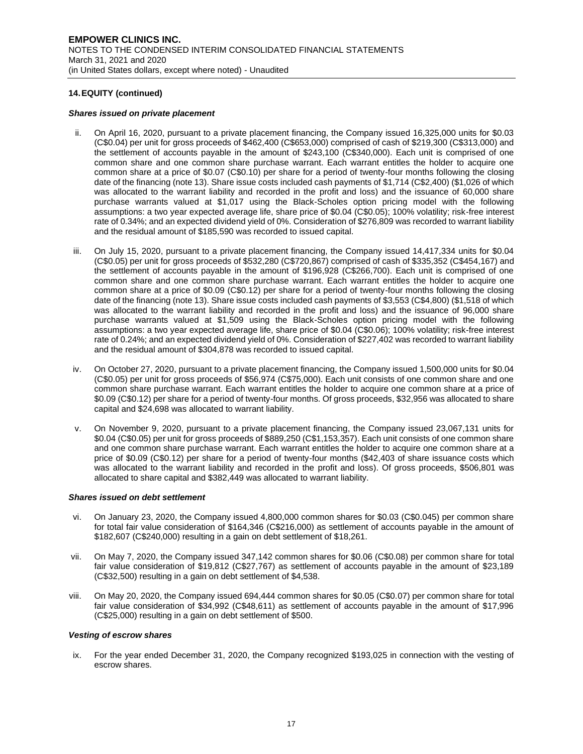## 14. EQUITY (continued)

***Shares issued on private placement***

ii. On April 16, 2020, pursuant to a private placement financing, the Company issued 16,325,000 units for $0.03 (C$0.04) per unit for gross proceeds of $462,400 (C$653,000) comprised of cash of $219,300 (C$313,000) and the settlement of accounts payable in the amount of $243,100 (C$340,000). Each unit is comprised of one common share and one common share purchase warrant. Each warrant entitles the holder to acquire one common share at a price of $0.07 (C$0.10) per share for a period of twenty-four months following the closing date of the financing (note 13). Share issue costs included cash payments of $1,714 (C$2,400) ($1,026 of which was allocated to the warrant liability and recorded in the profit and loss) and the issuance of 60,000 share purchase warrants valued at $1,017 using the Black-Scholes option pricing model with the following assumptions: a two year expected average life, share price of $0.04 (C$0.05); 100% volatility; risk-free interest rate of 0.34%; and an expected dividend yield of 0%. Consideration of $276,809 was recorded to warrant liability and the residual amount of $185,590 was recorded to issued capital.

iii. On July 15, 2020, pursuant to a private placement financing, the Company issued 14,417,334 units for $0.04 (C$0.05) per unit for gross proceeds of $532,280 (C$720,867) comprised of cash of $335,352 (C$454,167) and the settlement of accounts payable in the amount of $196,928 (C$266,700). Each unit is comprised of one common share and one common share purchase warrant. Each warrant entitles the holder to acquire one common share at a price of $0.09 (C$0.12) per share for a period of twenty-four months following the closing date of the financing (note 13). Share issue costs included cash payments of $3,553 (C$4,800) ($1,518 of which was allocated to the warrant liability and recorded in the profit and loss) and the issuance of 96,000 share purchase warrants valued at $1,509 using the Black-Scholes option pricing model with the following assumptions: a two year expected average life, share price of $0.04 (C$0.06); 100% volatility; risk-free interest rate of 0.24%; and an expected dividend yield of 0%. Consideration of $227,402 was recorded to warrant liability and the residual amount of $304,878 was recorded to issued capital.

iv. On October 27, 2020, pursuant to a private placement financing, the Company issued 1,500,000 units for $0.04 (C$0.05) per unit for gross proceeds of $56,974 (C$75,000). Each unit consists of one common share and one common share purchase warrant. Each warrant entitles the holder to acquire one common share at a price of $0.09 (C$0.12) per share for a period of twenty-four months. Of gross proceeds, $32,956 was allocated to share capital and $24,698 was allocated to warrant liability.

v. On November 9, 2020, pursuant to a private placement financing, the Company issued 23,067,131 units for $0.04 (C$0.05) per unit for gross proceeds of $889,250 (C$1,153,357). Each unit consists of one common share and one common share purchase warrant. Each warrant entitles the holder to acquire one common share at a price of $0.09 (C$0.12) per share for a period of twenty-four months ($42,403 of share issuance costs which was allocated to the warrant liability and recorded in the profit and loss). Of gross proceeds, $506,801 was allocated to share capital and $382,449 was allocated to warrant liability.

***Shares issued on debt settlement***

vi. On January 23, 2020, the Company issued 4,800,000 common shares for $0.03 (C$0.045) per common share for total fair value consideration of $164,346 (C$216,000) as settlement of accounts payable in the amount of $182,607 (C$240,000) resulting in a gain on debt settlement of $18,261.

vii. On May 7, 2020, the Company issued 347,142 common shares for $0.06 (C$0.08) per common share for total fair value consideration of $19,812 (C$27,767) as settlement of accounts payable in the amount of $23,189 (C$32,500) resulting in a gain on debt settlement of $4,538.

viii. On May 20, 2020, the Company issued 694,444 common shares for $0.05 (C$0.07) per common share for total fair value consideration of $34,992 (C$48,611) as settlement of accounts payable in the amount of $17,996 (C$25,000) resulting in a gain on debt settlement of $500.

***Vesting of escrow shares***

ix. For the year ended December 31, 2020, the Company recognized $193,025 in connection with the vesting of escrow shares.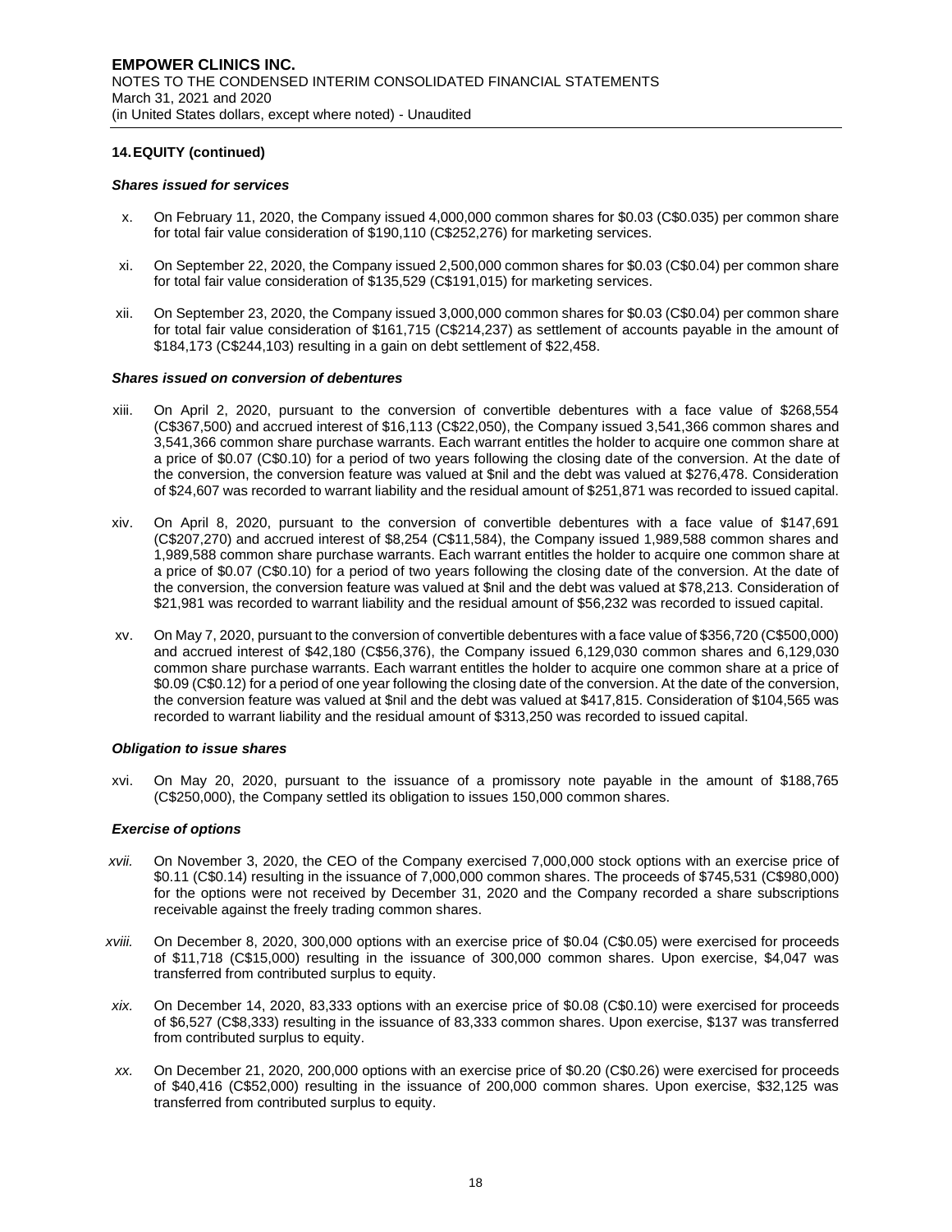## 14. EQUITY (continued)

***Shares issued for services***

x. On February 11, 2020, the Company issued 4,000,000 common shares for $0.03 (C$0.035) per common share for total fair value consideration of $190,110 (C$252,276) for marketing services.

xi. On September 22, 2020, the Company issued 2,500,000 common shares for $0.03 (C$0.04) per common share for total fair value consideration of $135,529 (C$191,015) for marketing services.

xii. On September 23, 2020, the Company issued 3,000,000 common shares for $0.03 (C$0.04) per common share for total fair value consideration of $161,715 (C$214,237) as settlement of accounts payable in the amount of $184,173 (C$244,103) resulting in a gain on debt settlement of $22,458.

***Shares issued on conversion of debentures***

xiii. On April 2, 2020, pursuant to the conversion of convertible debentures with a face value of $268,554 (C$367,500) and accrued interest of $16,113 (C$22,050), the Company issued 3,541,366 common shares and 3,541,366 common share purchase warrants. Each warrant entitles the holder to acquire one common share at a price of $0.07 (C$0.10) for a period of two years following the closing date of the conversion. At the date of the conversion, the conversion feature was valued at $nil and the debt was valued at $276,478. Consideration of $24,607 was recorded to warrant liability and the residual amount of $251,871 was recorded to issued capital.

xiv. On April 8, 2020, pursuant to the conversion of convertible debentures with a face value of $147,691 (C$207,270) and accrued interest of $8,254 (C$11,584), the Company issued 1,989,588 common shares and 1,989,588 common share purchase warrants. Each warrant entitles the holder to acquire one common share at a price of $0.07 (C$0.10) for a period of two years following the closing date of the conversion. At the date of the conversion, the conversion feature was valued at $nil and the debt was valued at $78,213. Consideration of $21,981 was recorded to warrant liability and the residual amount of $56,232 was recorded to issued capital.

xv. On May 7, 2020, pursuant to the conversion of convertible debentures with a face value of $356,720 (C$500,000) and accrued interest of $42,180 (C$56,376), the Company issued 6,129,030 common shares and 6,129,030 common share purchase warrants. Each warrant entitles the holder to acquire one common share at a price of $0.09 (C$0.12) for a period of one year following the closing date of the conversion. At the date of the conversion, the conversion feature was valued at $nil and the debt was valued at $417,815. Consideration of $104,565 was recorded to warrant liability and the residual amount of $313,250 was recorded to issued capital.

***Obligation to issue shares***

xvi. On May 20, 2020, pursuant to the issuance of a promissory note payable in the amount of $188,765 (C$250,000), the Company settled its obligation to issues 150,000 common shares.

***Exercise of options***

*xvii.* On November 3, 2020, the CEO of the Company exercised 7,000,000 stock options with an exercise price of $0.11 (C$0.14) resulting in the issuance of 7,000,000 common shares. The proceeds of $745,531 (C$980,000) for the options were not received by December 31, 2020 and the Company recorded a share subscriptions receivable against the freely trading common shares.

*xviii.* On December 8, 2020, 300,000 options with an exercise price of $0.04 (C$0.05) were exercised for proceeds of $11,718 (C$15,000) resulting in the issuance of 300,000 common shares. Upon exercise, $4,047 was transferred from contributed surplus to equity.

*xix.* On December 14, 2020, 83,333 options with an exercise price of $0.08 (C$0.10) were exercised for proceeds of $6,527 (C$8,333) resulting in the issuance of 83,333 common shares. Upon exercise, $137 was transferred from contributed surplus to equity.

*xx.* On December 21, 2020, 200,000 options with an exercise price of $0.20 (C$0.26) were exercised for proceeds of $40,416 (C$52,000) resulting in the issuance of 200,000 common shares. Upon exercise, $32,125 was transferred from contributed surplus to equity.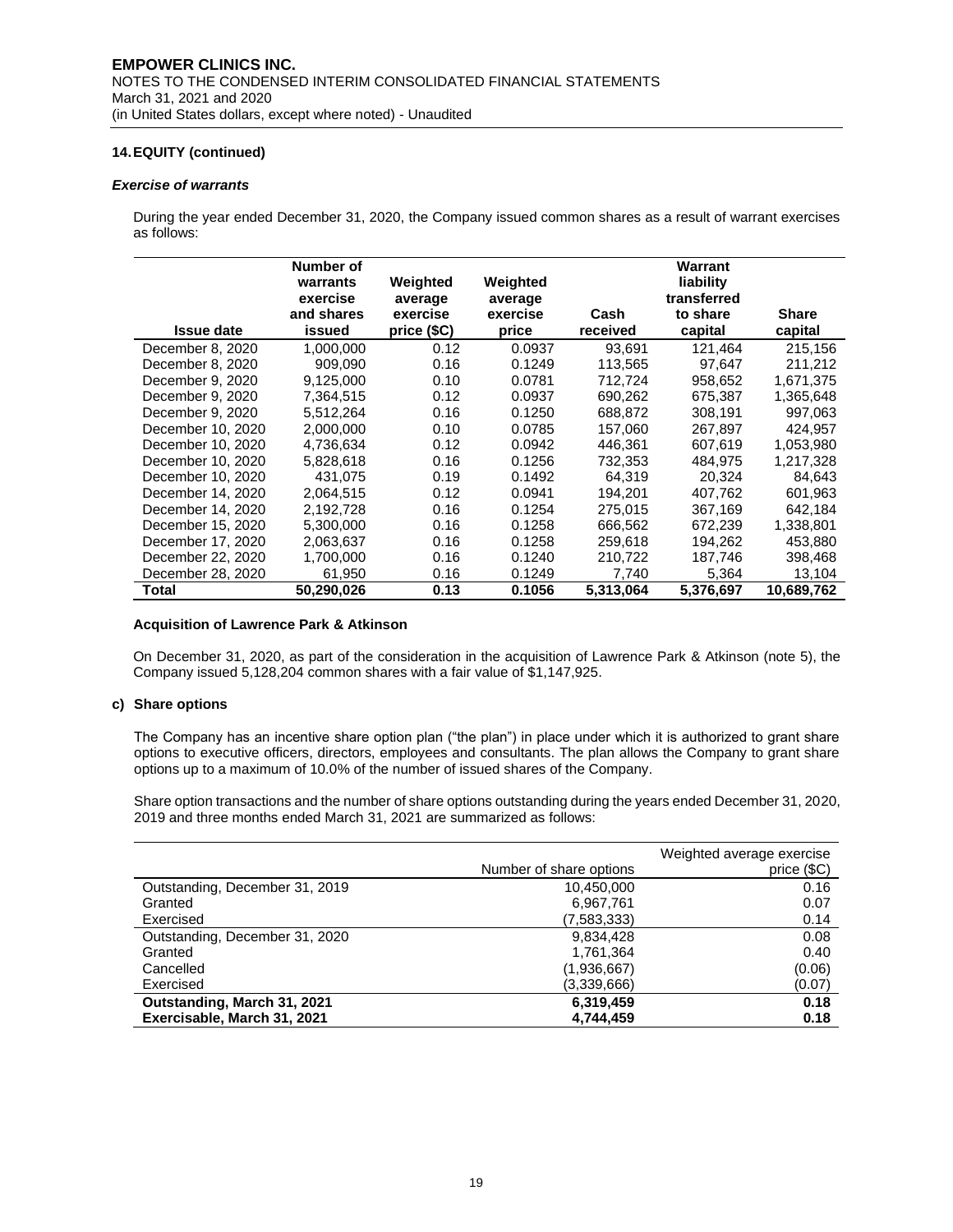## 14. EQUITY (continued)

### *Exercise of warrants*

During the year ended December 31, 2020, the Company issued common shares as a result of warrant exercises as follows:

| Issue date | Number of warrants exercise and shares issued | Weighted average exercise price ($C) | Weighted average exercise price | Cash received | Warrant liability transferred to share capital | Share capital |
|---|---|---|---|---|---|---|
| December 8, 2020 | 1,000,000 | 0.12 | 0.0937 | 93,691 | 121,464 | 215,156 |
| December 8, 2020 | 909,090 | 0.16 | 0.1249 | 113,565 | 97,647 | 211,212 |
| December 9, 2020 | 9,125,000 | 0.10 | 0.0781 | 712,724 | 958,652 | 1,671,375 |
| December 9, 2020 | 7,364,515 | 0.12 | 0.0937 | 690,262 | 675,387 | 1,365,648 |
| December 9, 2020 | 5,512,264 | 0.16 | 0.1250 | 688,872 | 308,191 | 997,063 |
| December 10, 2020 | 2,000,000 | 0.10 | 0.0785 | 157,060 | 267,897 | 424,957 |
| December 10, 2020 | 4,736,634 | 0.12 | 0.0942 | 446,361 | 607,619 | 1,053,980 |
| December 10, 2020 | 5,828,618 | 0.16 | 0.1256 | 732,353 | 484,975 | 1,217,328 |
| December 10, 2020 | 431,075 | 0.19 | 0.1492 | 64,319 | 20,324 | 84,643 |
| December 14, 2020 | 2,064,515 | 0.12 | 0.0941 | 194,201 | 407,762 | 601,963 |
| December 14, 2020 | 2,192,728 | 0.16 | 0.1254 | 275,015 | 367,169 | 642,184 |
| December 15, 2020 | 5,300,000 | 0.16 | 0.1258 | 666,562 | 672,239 | 1,338,801 |
| December 17, 2020 | 2,063,637 | 0.16 | 0.1258 | 259,618 | 194,262 | 453,880 |
| December 22, 2020 | 1,700,000 | 0.16 | 0.1240 | 210,722 | 187,746 | 398,468 |
| December 28, 2020 | 61,950 | 0.16 | 0.1249 | 7,740 | 5,364 | 13,104 |
| **Total** | **50,290,026** | **0.13** | **0.1056** | **5,313,064** | **5,376,697** | **10,689,762** |

### Acquisition of Lawrence Park & Atkinson

On December 31, 2020, as part of the consideration in the acquisition of Lawrence Park & Atkinson (note 5), the Company issued 5,128,204 common shares with a fair value of $1,147,925.

### c) Share options

The Company has an incentive share option plan ("the plan") in place under which it is authorized to grant share options to executive officers, directors, employees and consultants. The plan allows the Company to grant share options up to a maximum of 10.0% of the number of issued shares of the Company.

Share option transactions and the number of share options outstanding during the years ended December 31, 2020, 2019 and three months ended March 31, 2021 are summarized as follows:

| | Number of share options | Weighted average exercise price ($C) |
|---|---|---|
| Outstanding, December 31, 2019 | 10,450,000 | 0.16 |
| Granted | 6,967,761 | 0.07 |
| Exercised | (7,583,333) | 0.14 |
| Outstanding, December 31, 2020 | 9,834,428 | 0.08 |
| Granted | 1,761,364 | 0.40 |
| Cancelled | (1,936,667) | (0.06) |
| Exercised | (3,339,666) | (0.07) |
| **Outstanding, March 31, 2021** | **6,319,459** | **0.18** |
| **Exercisable, March 31, 2021** | **4,744,459** | **0.18** |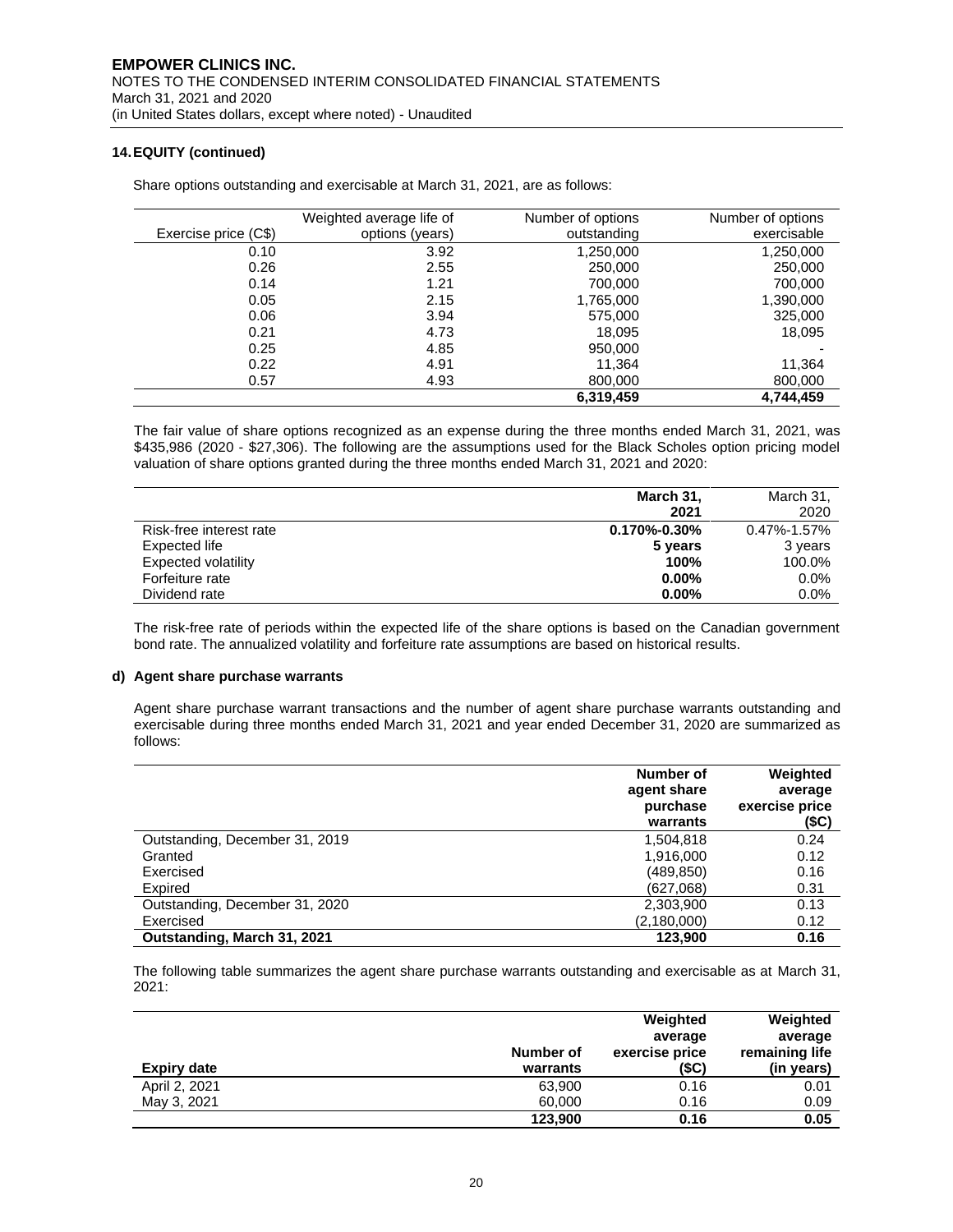### 14. EQUITY (continued)

Share options outstanding and exercisable at March 31, 2021, are as follows:

| Exercise price (C$) | Weighted average life of options (years) | Number of options outstanding | Number of options exercisable |
|---|---|---|---|
| 0.10 | 3.92 | 1,250,000 | 1,250,000 |
| 0.26 | 2.55 | 250,000 | 250,000 |
| 0.14 | 1.21 | 700,000 | 700,000 |
| 0.05 | 2.15 | 1,765,000 | 1,390,000 |
| 0.06 | 3.94 | 575,000 | 325,000 |
| 0.21 | 4.73 | 18,095 | 18,095 |
| 0.25 | 4.85 | 950,000 | - |
| 0.22 | 4.91 | 11,364 | 11,364 |
| 0.57 | 4.93 | 800,000 | 800,000 |
| | | **6,319,459** | **4,744,459** |

The fair value of share options recognized as an expense during the three months ended March 31, 2021, was \$435,986 (2020 - \$27,306). The following are the assumptions used for the Black Scholes option pricing model valuation of share options granted during the three months ended March 31, 2021 and 2020:

| | **March 31, 2021** | March 31, 2020 |
|---|---|---|
| Risk-free interest rate | **0.170%-0.30%** | 0.47%-1.57% |
| Expected life | **5 years** | 3 years |
| Expected volatility | **100%** | 100.0% |
| Forfeiture rate | **0.00%** | 0.0% |
| Dividend rate | **0.00%** | 0.0% |

The risk-free rate of periods within the expected life of the share options is based on the Canadian government bond rate. The annualized volatility and forfeiture rate assumptions are based on historical results.

#### d) Agent share purchase warrants

Agent share purchase warrant transactions and the number of agent share purchase warrants outstanding and exercisable during three months ended March 31, 2021 and year ended December 31, 2020 are summarized as follows:

| | **Number of agent share purchase warrants** | **Weighted average exercise price (\$C)** |
|---|---|---|
| Outstanding, December 31, 2019 | 1,504,818 | 0.24 |
| Granted | 1,916,000 | 0.12 |
| Exercised | (489,850) | 0.16 |
| Expired | (627,068) | 0.31 |
| Outstanding, December 31, 2020 | 2,303,900 | 0.13 |
| Exercised | (2,180,000) | 0.12 |
| **Outstanding, March 31, 2021** | **123,900** | **0.16** |

The following table summarizes the agent share purchase warrants outstanding and exercisable as at March 31, 2021:

| **Expiry date** | **Number of warrants** | **Weighted average exercise price (\$C)** | **Weighted average remaining life (in years)** |
|---|---|---|---|
| April 2, 2021 | 63,900 | 0.16 | 0.01 |
| May 3, 2021 | 60,000 | 0.16 | 0.09 |
| | **123,900** | **0.16** | **0.05** |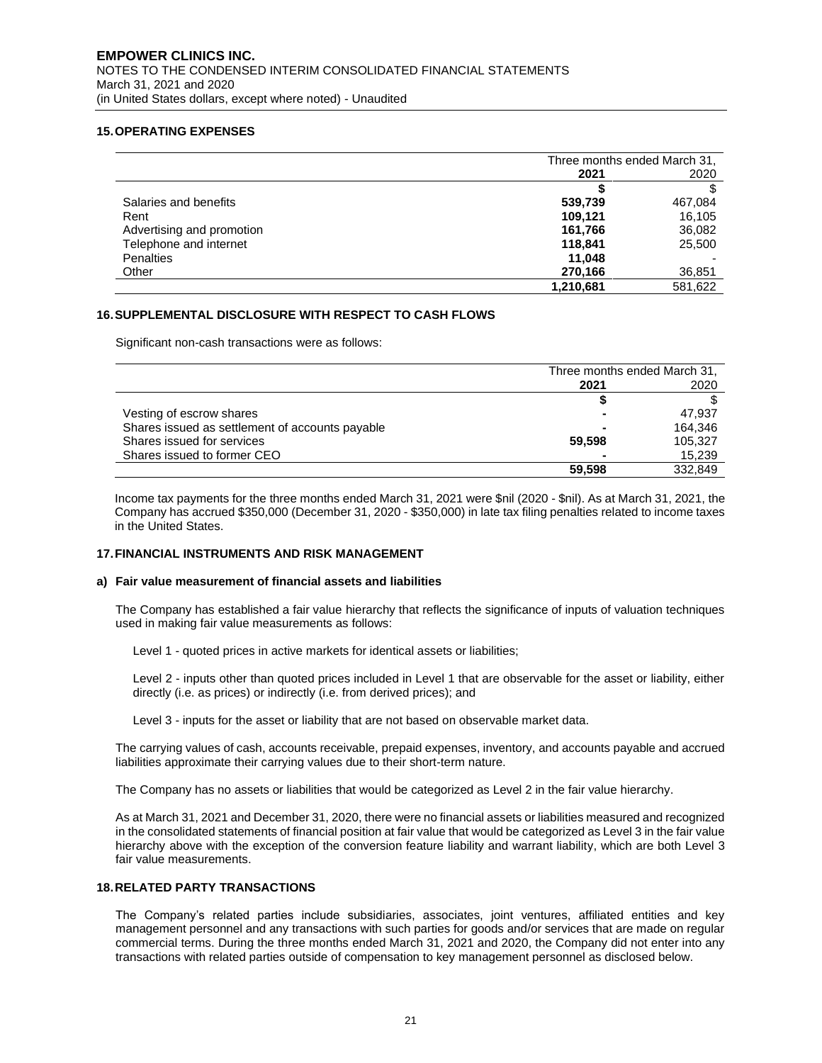## 15. OPERATING EXPENSES

| | Three months ended March 31, | |
|---|---|---|
| | **2021** | 2020 |
| | **$** | $ |
| Salaries and benefits | **539,739** | 467,084 |
| Rent | **109,121** | 16,105 |
| Advertising and promotion | **161,766** | 36,082 |
| Telephone and internet | **118,841** | 25,500 |
| Penalties | **11,048** | - |
| Other | **270,166** | 36,851 |
| | **1,210,681** | 581,622 |

## 16. SUPPLEMENTAL DISCLOSURE WITH RESPECT TO CASH FLOWS

Significant non-cash transactions were as follows:

| | Three months ended March 31, | |
|---|---|---|
| | **2021** | 2020 |
| | **$** | $ |
| Vesting of escrow shares | **-** | 47,937 |
| Shares issued as settlement of accounts payable | **-** | 164,346 |
| Shares issued for services | **59,598** | 105,327 |
| Shares issued to former CEO | **-** | 15,239 |
| | **59,598** | 332,849 |

Income tax payments for the three months ended March 31, 2021 were $nil (2020 - $nil). As at March 31, 2021, the Company has accrued $350,000 (December 31, 2020 - $350,000) in late tax filing penalties related to income taxes in the United States.

## 17. FINANCIAL INSTRUMENTS AND RISK MANAGEMENT

### a) Fair value measurement of financial assets and liabilities

The Company has established a fair value hierarchy that reflects the significance of inputs of valuation techniques used in making fair value measurements as follows:

Level 1 - quoted prices in active markets for identical assets or liabilities;

Level 2 - inputs other than quoted prices included in Level 1 that are observable for the asset or liability, either directly (i.e. as prices) or indirectly (i.e. from derived prices); and

Level 3 - inputs for the asset or liability that are not based on observable market data.

The carrying values of cash, accounts receivable, prepaid expenses, inventory, and accounts payable and accrued liabilities approximate their carrying values due to their short-term nature.

The Company has no assets or liabilities that would be categorized as Level 2 in the fair value hierarchy.

As at March 31, 2021 and December 31, 2020, there were no financial assets or liabilities measured and recognized in the consolidated statements of financial position at fair value that would be categorized as Level 3 in the fair value hierarchy above with the exception of the conversion feature liability and warrant liability, which are both Level 3 fair value measurements.

## 18. RELATED PARTY TRANSACTIONS

The Company's related parties include subsidiaries, associates, joint ventures, affiliated entities and key management personnel and any transactions with such parties for goods and/or services that are made on regular commercial terms. During the three months ended March 31, 2021 and 2020, the Company did not enter into any transactions with related parties outside of compensation to key management personnel as disclosed below.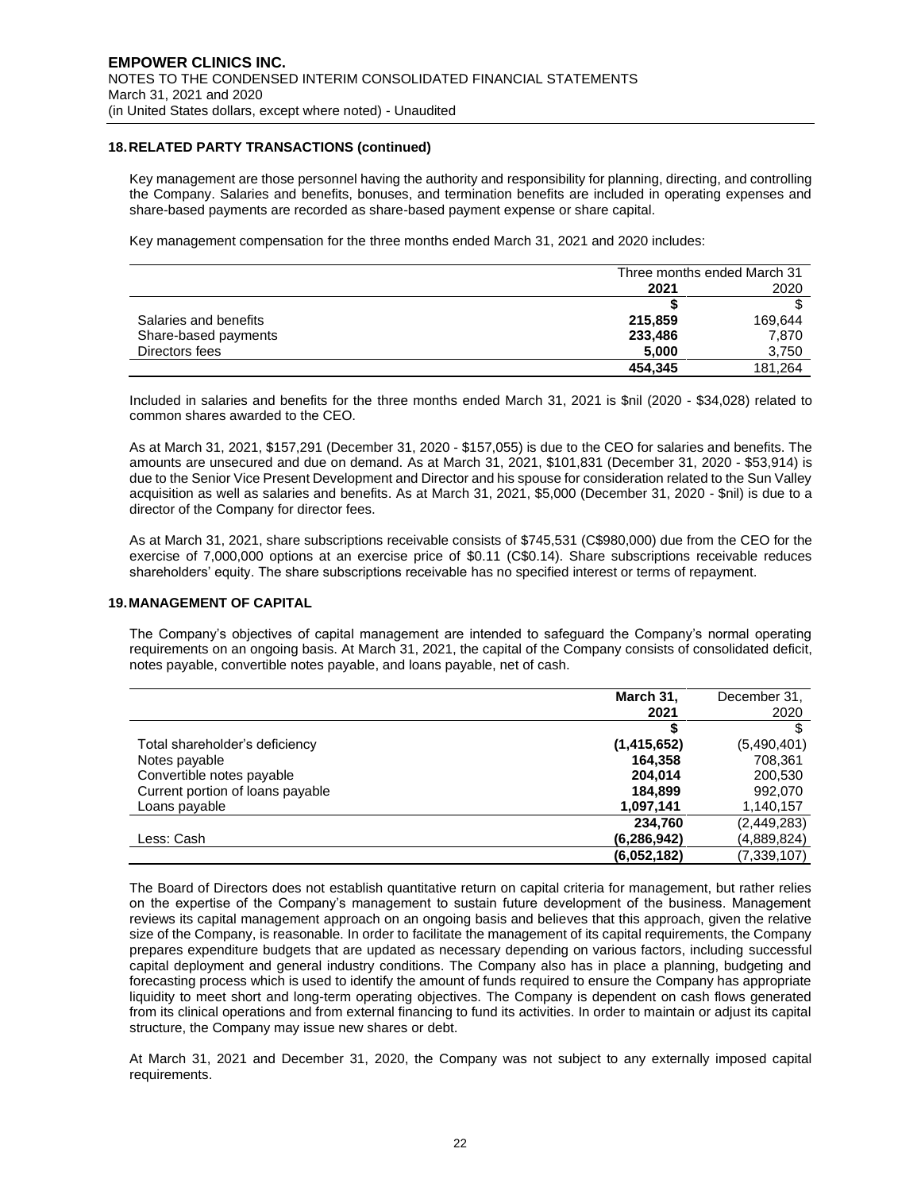## 18. RELATED PARTY TRANSACTIONS (continued)

Key management are those personnel having the authority and responsibility for planning, directing, and controlling the Company. Salaries and benefits, bonuses, and termination benefits are included in operating expenses and share-based payments are recorded as share-based payment expense or share capital.

Key management compensation for the three months ended March 31, 2021 and 2020 includes:

| | Three months ended March 31 | |
|---|---|---|
| | **2021** | 2020 |
| | **$** | $ |
| Salaries and benefits | **215,859** | 169,644 |
| Share-based payments | **233,486** | 7,870 |
| Directors fees | **5,000** | 3,750 |
| | **454,345** | 181,264 |

Included in salaries and benefits for the three months ended March 31, 2021 is $nil (2020 - $34,028) related to common shares awarded to the CEO.

As at March 31, 2021, $157,291 (December 31, 2020 - $157,055) is due to the CEO for salaries and benefits. The amounts are unsecured and due on demand. As at March 31, 2021, $101,831 (December 31, 2020 - $53,914) is due to the Senior Vice Present Development and Director and his spouse for consideration related to the Sun Valley acquisition as well as salaries and benefits. As at March 31, 2021, $5,000 (December 31, 2020 - $nil) is due to a director of the Company for director fees.

As at March 31, 2021, share subscriptions receivable consists of $745,531 (C$980,000) due from the CEO for the exercise of 7,000,000 options at an exercise price of $0.11 (C$0.14). Share subscriptions receivable reduces shareholders' equity. The share subscriptions receivable has no specified interest or terms of repayment.

## 19. MANAGEMENT OF CAPITAL

The Company's objectives of capital management are intended to safeguard the Company's normal operating requirements on an ongoing basis. At March 31, 2021, the capital of the Company consists of consolidated deficit, notes payable, convertible notes payable, and loans payable, net of cash.

| | **March 31, 2021** | December 31, 2020 |
|---|---|---|
| | **$** | $ |
| Total shareholder's deficiency | **(1,415,652)** | (5,490,401) |
| Notes payable | **164,358** | 708,361 |
| Convertible notes payable | **204,014** | 200,530 |
| Current portion of loans payable | **184,899** | 992,070 |
| Loans payable | **1,097,141** | 1,140,157 |
| | **234,760** | (2,449,283) |
| Less: Cash | **(6,286,942)** | (4,889,824) |
| | **(6,052,182)** | (7,339,107) |

The Board of Directors does not establish quantitative return on capital criteria for management, but rather relies on the expertise of the Company's management to sustain future development of the business. Management reviews its capital management approach on an ongoing basis and believes that this approach, given the relative size of the Company, is reasonable. In order to facilitate the management of its capital requirements, the Company prepares expenditure budgets that are updated as necessary depending on various factors, including successful capital deployment and general industry conditions. The Company also has in place a planning, budgeting and forecasting process which is used to identify the amount of funds required to ensure the Company has appropriate liquidity to meet short and long-term operating objectives. The Company is dependent on cash flows generated from its clinical operations and from external financing to fund its activities. In order to maintain or adjust its capital structure, the Company may issue new shares or debt.

At March 31, 2021 and December 31, 2020, the Company was not subject to any externally imposed capital requirements.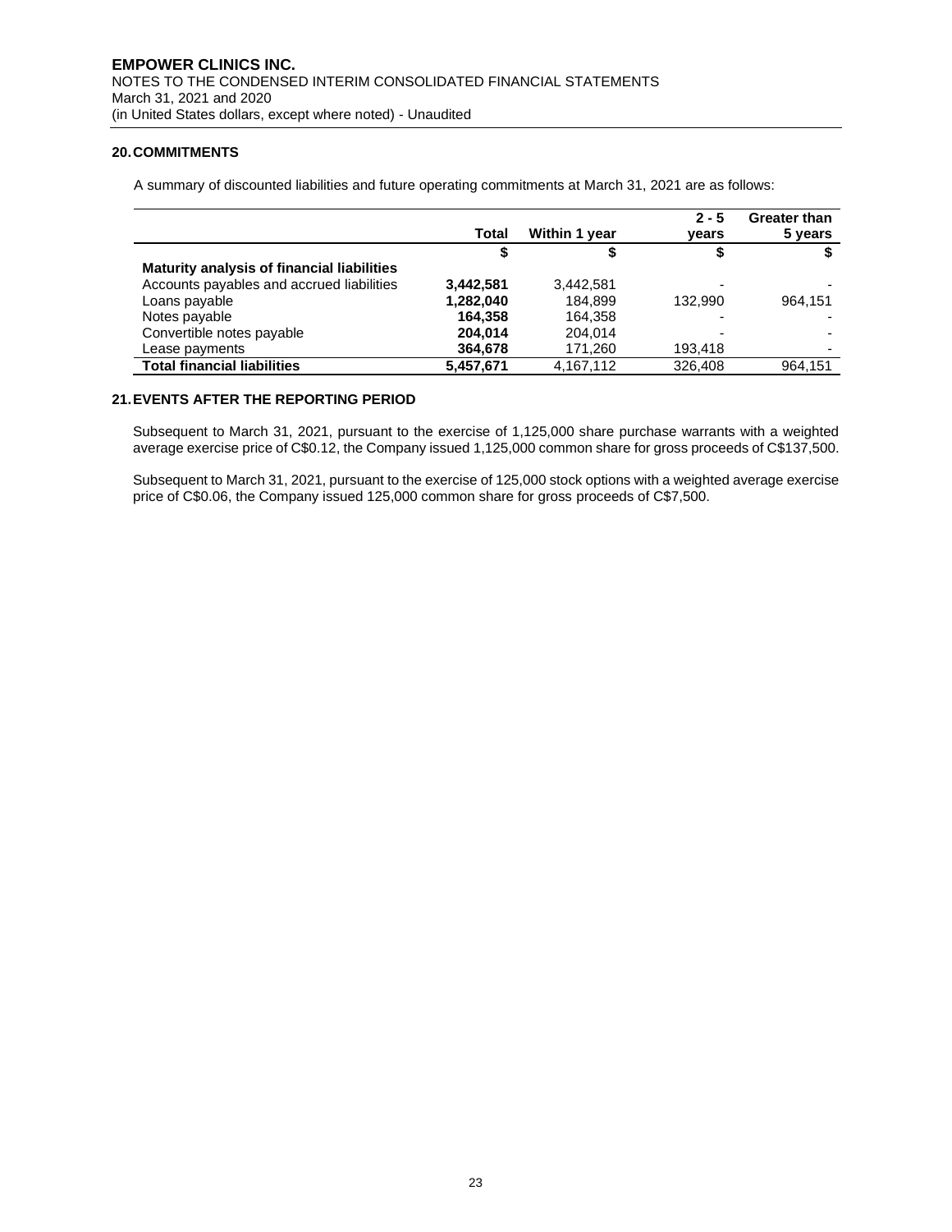## 20. COMMITMENTS

A summary of discounted liabilities and future operating commitments at March 31, 2021 are as follows:

| | Total | Within 1 year | 2 - 5 years | Greater than 5 years |
|---|---|---|---|---|
| | $ | $ | $ | $ |
| **Maturity analysis of financial liabilities** | | | | |
| Accounts payables and accrued liabilities | **3,442,581** | 3,442,581 | - | - |
| Loans payable | **1,282,040** | 184,899 | 132,990 | 964,151 |
| Notes payable | **164,358** | 164,358 | - | - |
| Convertible notes payable | **204,014** | 204,014 | - | - |
| Lease payments | **364,678** | 171,260 | 193,418 | - |
| **Total financial liabilities** | **5,457,671** | 4,167,112 | 326,408 | 964,151 |

## 21. EVENTS AFTER THE REPORTING PERIOD

Subsequent to March 31, 2021, pursuant to the exercise of 1,125,000 share purchase warrants with a weighted average exercise price of C$0.12, the Company issued 1,125,000 common share for gross proceeds of C$137,500.

Subsequent to March 31, 2021, pursuant to the exercise of 125,000 stock options with a weighted average exercise price of C$0.06, the Company issued 125,000 common share for gross proceeds of C$7,500.